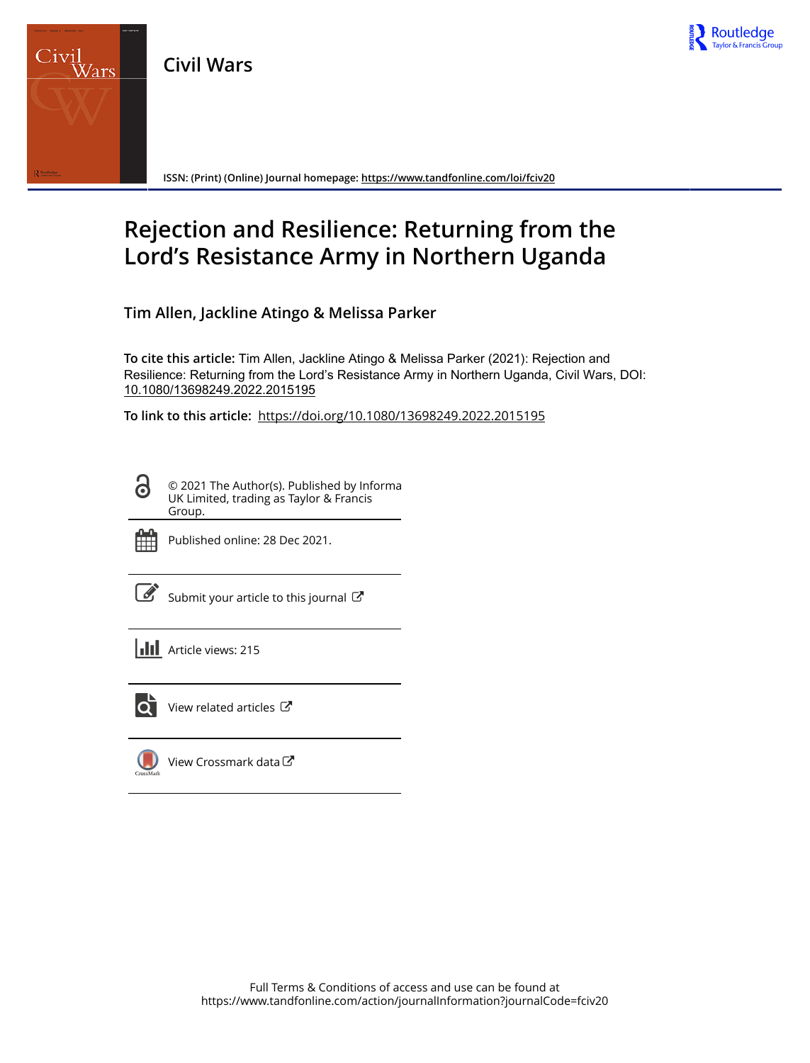Civil Wars

ISSN: (Print) (Online) Journal homepage: https://www.tandfonline.com/loi/fciv20

# Rejection and Resilience: Returning from the Lord's Resistance Army in Northern Uganda

**Tim Allen, Jackline Atingo & Melissa Parker**

**To cite this article:** Tim Allen, Jackline Atingo & Melissa Parker (2021): Rejection and Resilience: Returning from the Lord's Resistance Army in Northern Uganda, Civil Wars, DOI: 10.1080/13698249.2022.2015195

**To link to this article:** https://doi.org/10.1080/13698249.2022.2015195

© 2021 The Author(s). Published by Informa UK Limited, trading as Taylor & Francis Group.

Published online: 28 Dec 2021.

Submit your article to this journal

Article views: 215

View related articles

View Crossmark data

Full Terms & Conditions of access and use can be found at https://www.tandfonline.com/action/journalInformation?journalCode=fciv20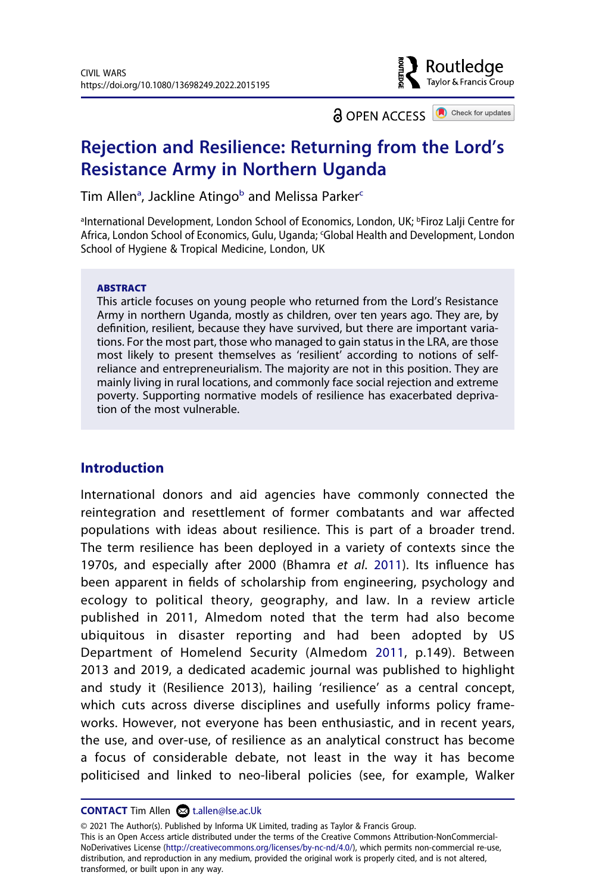# Rejection and Resilience: Returning from the Lord's Resistance Army in Northern Uganda

Tim Allen[a], Jackline Atingo[b] and Melissa Parker[c]

[a]International Development, London School of Economics, London, UK; [b]Firoz Lalji Centre for Africa, London School of Economics, Gulu, Uganda; [c]Global Health and Development, London School of Hygiene & Tropical Medicine, London, UK

**ABSTRACT**

This article focuses on young people who returned from the Lord's Resistance Army in northern Uganda, mostly as children, over ten years ago. They are, by definition, resilient, because they have survived, but there are important variations. For the most part, those who managed to gain status in the LRA, are those most likely to present themselves as 'resilient' according to notions of self-reliance and entrepreneurialism. The majority are not in this position. They are mainly living in rural locations, and commonly face social rejection and extreme poverty. Supporting normative models of resilience has exacerbated deprivation of the most vulnerable.

## Introduction

International donors and aid agencies have commonly connected the reintegration and resettlement of former combatants and war affected populations with ideas about resilience. This is part of a broader trend. The term resilience has been deployed in a variety of contexts since the 1970s, and especially after 2000 (Bhamra *et al*. 2011). Its influence has been apparent in fields of scholarship from engineering, psychology and ecology to political theory, geography, and law. In a review article published in 2011, Almedom noted that the term had also become ubiquitous in disaster reporting and had been adopted by US Department of Homelend Security (Almedom 2011, p.149). Between 2013 and 2019, a dedicated academic journal was published to highlight and study it (Resilience 2013), hailing 'resilience' as a central concept, which cuts across diverse disciplines and usefully informs policy frameworks. However, not everyone has been enthusiastic, and in recent years, the use, and over-use, of resilience as an analytical construct has become a focus of considerable debate, not least in the way it has become politicised and linked to neo-liberal policies (see, for example, Walker

**CONTACT** Tim Allen t.allen@lse.ac.Uk

© 2021 The Author(s). Published by Informa UK Limited, trading as Taylor & Francis Group.
This is an Open Access article distributed under the terms of the Creative Commons Attribution-NonCommercial-NoDerivatives License (http://creativecommons.org/licenses/by-nc-nd/4.0/), which permits non-commercial re-use, distribution, and reproduction in any medium, provided the original work is properly cited, and is not altered, transformed, or built upon in any way.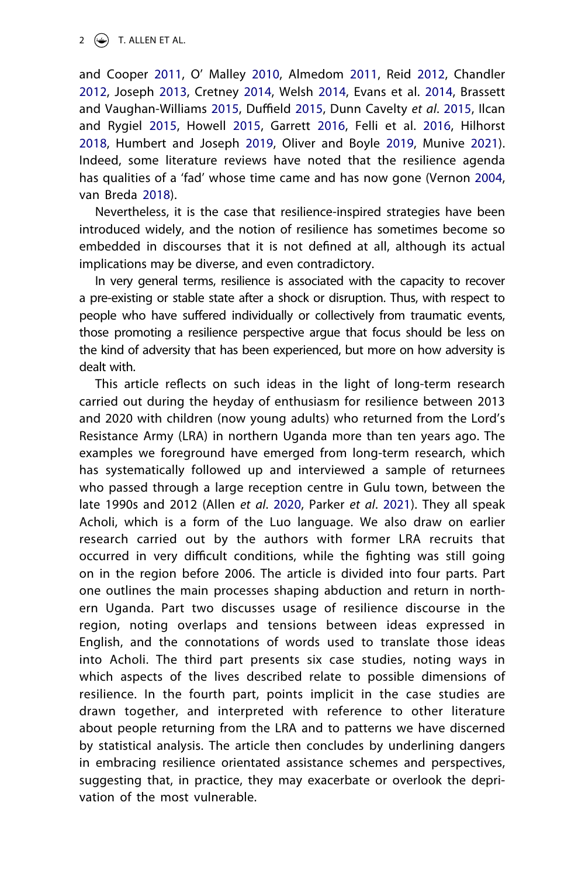and Cooper 2011, O' Malley 2010, Almedom 2011, Reid 2012, Chandler 2012, Joseph 2013, Cretney 2014, Welsh 2014, Evans et al. 2014, Brassett and Vaughan-Williams 2015, Duffield 2015, Dunn Cavelty *et al*. 2015, Ilcan and Rygiel 2015, Howell 2015, Garrett 2016, Felli et al. 2016, Hilhorst 2018, Humbert and Joseph 2019, Oliver and Boyle 2019, Munive 2021). Indeed, some literature reviews have noted that the resilience agenda has qualities of a 'fad' whose time came and has now gone (Vernon 2004, van Breda 2018).

Nevertheless, it is the case that resilience-inspired strategies have been introduced widely, and the notion of resilience has sometimes become so embedded in discourses that it is not defined at all, although its actual implications may be diverse, and even contradictory.

In very general terms, resilience is associated with the capacity to recover a pre-existing or stable state after a shock or disruption. Thus, with respect to people who have suffered individually or collectively from traumatic events, those promoting a resilience perspective argue that focus should be less on the kind of adversity that has been experienced, but more on how adversity is dealt with.

This article reflects on such ideas in the light of long-term research carried out during the heyday of enthusiasm for resilience between 2013 and 2020 with children (now young adults) who returned from the Lord's Resistance Army (LRA) in northern Uganda more than ten years ago. The examples we foreground have emerged from long-term research, which has systematically followed up and interviewed a sample of returnees who passed through a large reception centre in Gulu town, between the late 1990s and 2012 (Allen *et al*. 2020, Parker *et al*. 2021). They all speak Acholi, which is a form of the Luo language. We also draw on earlier research carried out by the authors with former LRA recruits that occurred in very difficult conditions, while the fighting was still going on in the region before 2006. The article is divided into four parts. Part one outlines the main processes shaping abduction and return in northern Uganda. Part two discusses usage of resilience discourse in the region, noting overlaps and tensions between ideas expressed in English, and the connotations of words used to translate those ideas into Acholi. The third part presents six case studies, noting ways in which aspects of the lives described relate to possible dimensions of resilience. In the fourth part, points implicit in the case studies are drawn together, and interpreted with reference to other literature about people returning from the LRA and to patterns we have discerned by statistical analysis. The article then concludes by underlining dangers in embracing resilience orientated assistance schemes and perspectives, suggesting that, in practice, they may exacerbate or overlook the deprivation of the most vulnerable.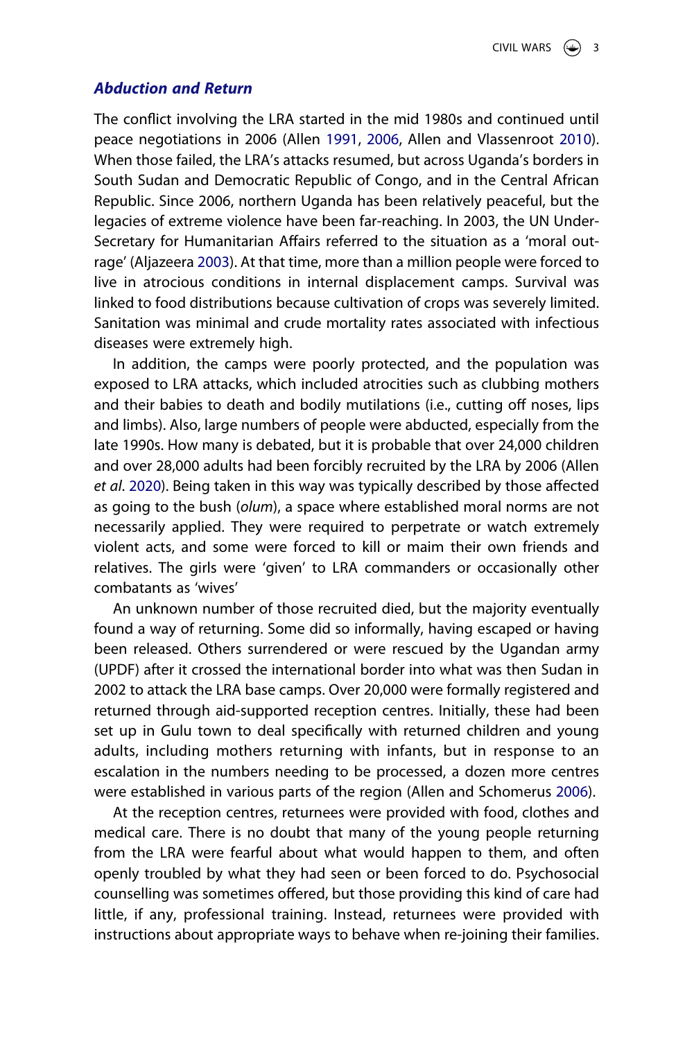### *Abduction and Return*

The conflict involving the LRA started in the mid 1980s and continued until peace negotiations in 2006 (Allen 1991, 2006, Allen and Vlassenroot 2010). When those failed, the LRA's attacks resumed, but across Uganda's borders in South Sudan and Democratic Republic of Congo, and in the Central African Republic. Since 2006, northern Uganda has been relatively peaceful, but the legacies of extreme violence have been far-reaching. In 2003, the UN Under-Secretary for Humanitarian Affairs referred to the situation as a 'moral outrage' (Aljazeera 2003). At that time, more than a million people were forced to live in atrocious conditions in internal displacement camps. Survival was linked to food distributions because cultivation of crops was severely limited. Sanitation was minimal and crude mortality rates associated with infectious diseases were extremely high.

In addition, the camps were poorly protected, and the population was exposed to LRA attacks, which included atrocities such as clubbing mothers and their babies to death and bodily mutilations (i.e., cutting off noses, lips and limbs). Also, large numbers of people were abducted, especially from the late 1990s. How many is debated, but it is probable that over 24,000 children and over 28,000 adults had been forcibly recruited by the LRA by 2006 (Allen *et al*. 2020). Being taken in this way was typically described by those affected as going to the bush (*olum*), a space where established moral norms are not necessarily applied. They were required to perpetrate or watch extremely violent acts, and some were forced to kill or maim their own friends and relatives. The girls were 'given' to LRA commanders or occasionally other combatants as 'wives'

An unknown number of those recruited died, but the majority eventually found a way of returning. Some did so informally, having escaped or having been released. Others surrendered or were rescued by the Ugandan army (UPDF) after it crossed the international border into what was then Sudan in 2002 to attack the LRA base camps. Over 20,000 were formally registered and returned through aid-supported reception centres. Initially, these had been set up in Gulu town to deal specifically with returned children and young adults, including mothers returning with infants, but in response to an escalation in the numbers needing to be processed, a dozen more centres were established in various parts of the region (Allen and Schomerus 2006).

At the reception centres, returnees were provided with food, clothes and medical care. There is no doubt that many of the young people returning from the LRA were fearful about what would happen to them, and often openly troubled by what they had seen or been forced to do. Psychosocial counselling was sometimes offered, but those providing this kind of care had little, if any, professional training. Instead, returnees were provided with instructions about appropriate ways to behave when re-joining their families.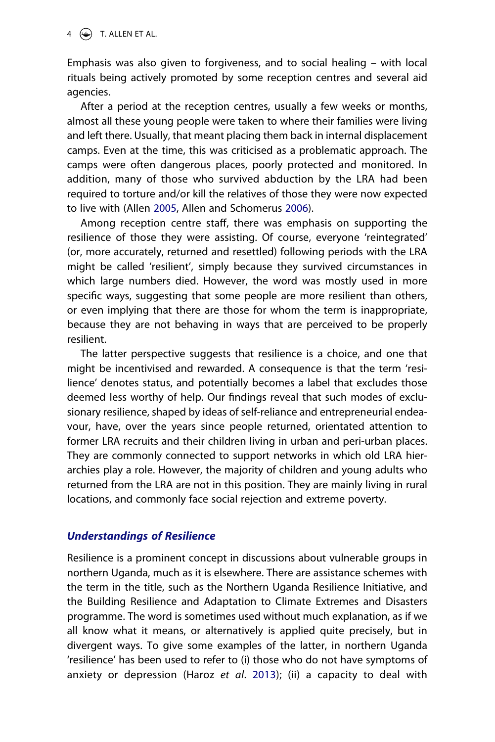Emphasis was also given to forgiveness, and to social healing – with local rituals being actively promoted by some reception centres and several aid agencies.

After a period at the reception centres, usually a few weeks or months, almost all these young people were taken to where their families were living and left there. Usually, that meant placing them back in internal displacement camps. Even at the time, this was criticised as a problematic approach. The camps were often dangerous places, poorly protected and monitored. In addition, many of those who survived abduction by the LRA had been required to torture and/or kill the relatives of those they were now expected to live with (Allen 2005, Allen and Schomerus 2006).

Among reception centre staff, there was emphasis on supporting the resilience of those they were assisting. Of course, everyone 'reintegrated' (or, more accurately, returned and resettled) following periods with the LRA might be called 'resilient', simply because they survived circumstances in which large numbers died. However, the word was mostly used in more specific ways, suggesting that some people are more resilient than others, or even implying that there are those for whom the term is inappropriate, because they are not behaving in ways that are perceived to be properly resilient.

The latter perspective suggests that resilience is a choice, and one that might be incentivised and rewarded. A consequence is that the term 'resilience' denotes status, and potentially becomes a label that excludes those deemed less worthy of help. Our findings reveal that such modes of exclusionary resilience, shaped by ideas of self-reliance and entrepreneurial endeavour, have, over the years since people returned, orientated attention to former LRA recruits and their children living in urban and peri-urban places. They are commonly connected to support networks in which old LRA hierarchies play a role. However, the majority of children and young adults who returned from the LRA are not in this position. They are mainly living in rural locations, and commonly face social rejection and extreme poverty.

## *Understandings of Resilience*

Resilience is a prominent concept in discussions about vulnerable groups in northern Uganda, much as it is elsewhere. There are assistance schemes with the term in the title, such as the Northern Uganda Resilience Initiative, and the Building Resilience and Adaptation to Climate Extremes and Disasters programme. The word is sometimes used without much explanation, as if we all know what it means, or alternatively is applied quite precisely, but in divergent ways. To give some examples of the latter, in northern Uganda 'resilience' has been used to refer to (i) those who do not have symptoms of anxiety or depression (Haroz *et al*. 2013); (ii) a capacity to deal with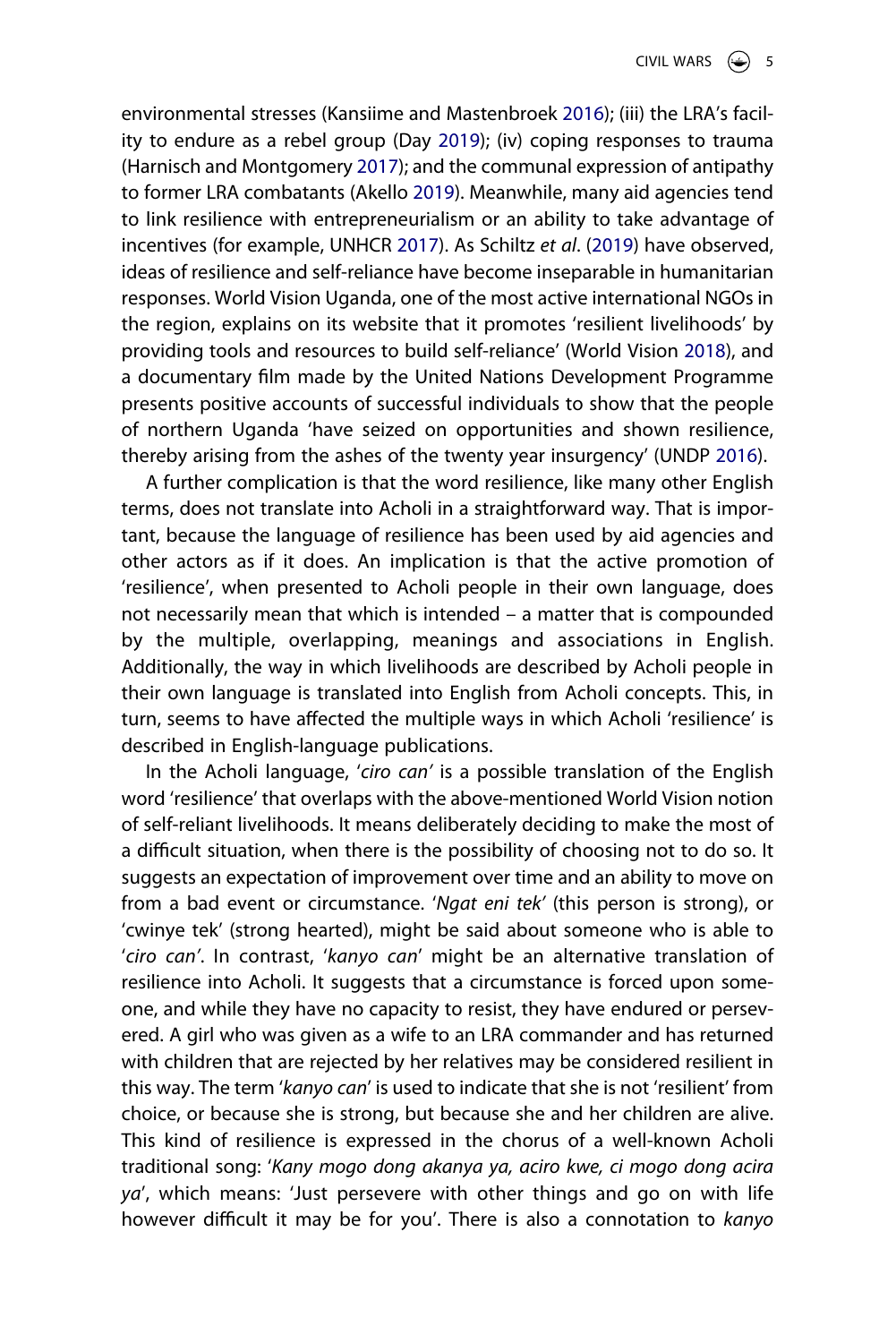environmental stresses (Kansiime and Mastenbroek 2016); (iii) the LRA's facility to endure as a rebel group (Day 2019); (iv) coping responses to trauma (Harnisch and Montgomery 2017); and the communal expression of antipathy to former LRA combatants (Akello 2019). Meanwhile, many aid agencies tend to link resilience with entrepreneurialism or an ability to take advantage of incentives (for example, UNHCR 2017). As Schiltz *et al*. (2019) have observed, ideas of resilience and self-reliance have become inseparable in humanitarian responses. World Vision Uganda, one of the most active international NGOs in the region, explains on its website that it promotes 'resilient livelihoods' by providing tools and resources to build self-reliance' (World Vision 2018), and a documentary film made by the United Nations Development Programme presents positive accounts of successful individuals to show that the people of northern Uganda 'have seized on opportunities and shown resilience, thereby arising from the ashes of the twenty year insurgency' (UNDP 2016).

A further complication is that the word resilience, like many other English terms, does not translate into Acholi in a straightforward way. That is important, because the language of resilience has been used by aid agencies and other actors as if it does. An implication is that the active promotion of 'resilience', when presented to Acholi people in their own language, does not necessarily mean that which is intended – a matter that is compounded by the multiple, overlapping, meanings and associations in English. Additionally, the way in which livelihoods are described by Acholi people in their own language is translated into English from Acholi concepts. This, in turn, seems to have affected the multiple ways in which Acholi 'resilience' is described in English-language publications.

In the Acholi language, '*ciro can'* is a possible translation of the English word 'resilience' that overlaps with the above-mentioned World Vision notion of self-reliant livelihoods. It means deliberately deciding to make the most of a difficult situation, when there is the possibility of choosing not to do so. It suggests an expectation of improvement over time and an ability to move on from a bad event or circumstance. '*Ngat eni tek'* (this person is strong), or 'cwinye tek' (strong hearted), might be said about someone who is able to '*ciro can'*. In contrast, '*kanyo can*' might be an alternative translation of resilience into Acholi. It suggests that a circumstance is forced upon someone, and while they have no capacity to resist, they have endured or persevered. A girl who was given as a wife to an LRA commander and has returned with children that are rejected by her relatives may be considered resilient in this way. The term '*kanyo can*' is used to indicate that she is not 'resilient' from choice, or because she is strong, but because she and her children are alive. This kind of resilience is expressed in the chorus of a well-known Acholi traditional song: '*Kany mogo dong akanya ya, aciro kwe, ci mogo dong acira ya*', which means: 'Just persevere with other things and go on with life however difficult it may be for you'. There is also a connotation to *kanyo*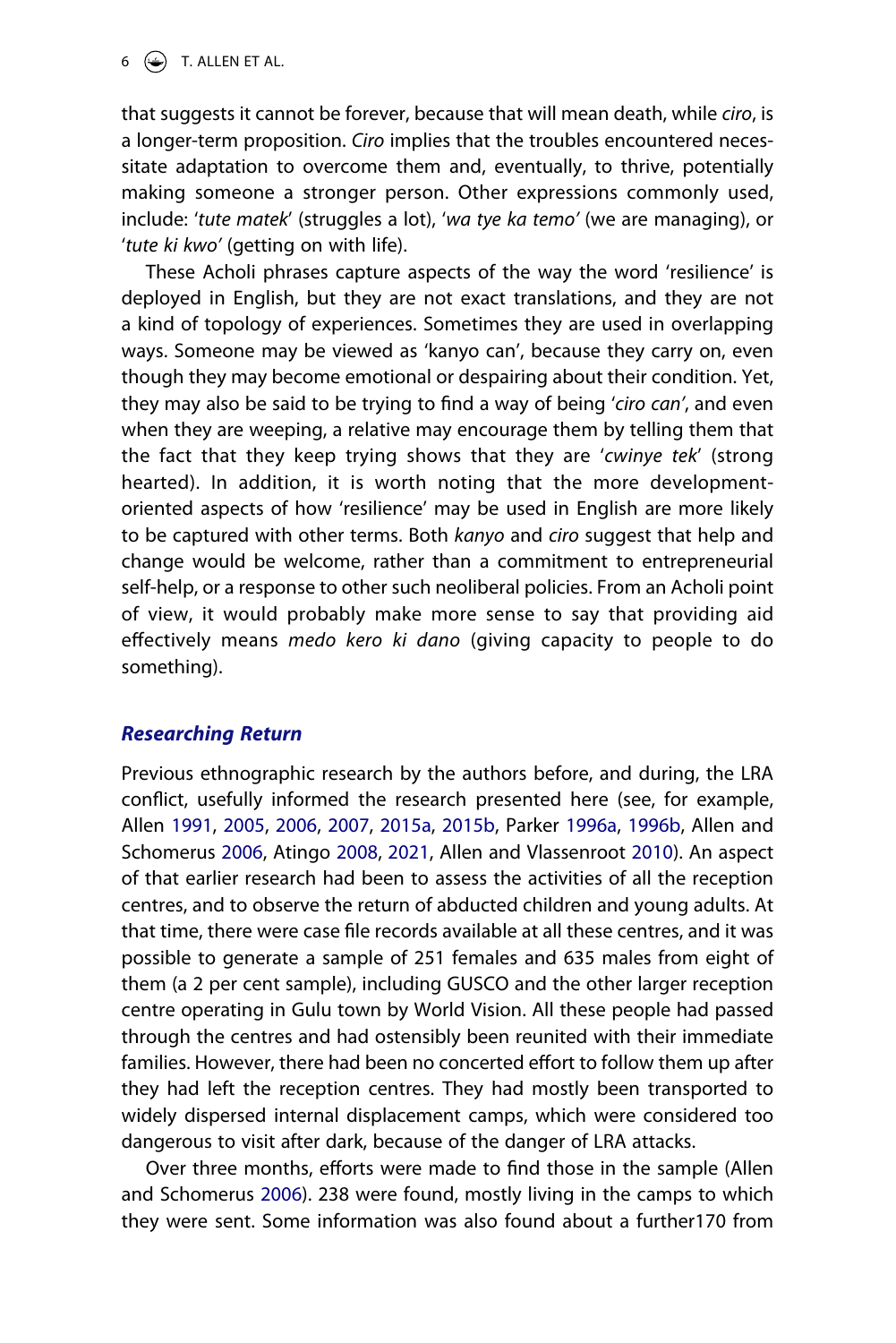that suggests it cannot be forever, because that will mean death, while *ciro*, is a longer-term proposition. *Ciro* implies that the troubles encountered necessitate adaptation to overcome them and, eventually, to thrive, potentially making someone a stronger person. Other expressions commonly used, include: '*tute matek*' (struggles a lot), '*wa tye ka temo'* (we are managing), or '*tute ki kwo'* (getting on with life).

These Acholi phrases capture aspects of the way the word 'resilience' is deployed in English, but they are not exact translations, and they are not a kind of topology of experiences. Sometimes they are used in overlapping ways. Someone may be viewed as 'kanyo can', because they carry on, even though they may become emotional or despairing about their condition. Yet, they may also be said to be trying to find a way of being '*ciro can'*, and even when they are weeping, a relative may encourage them by telling them that the fact that they keep trying shows that they are '*cwinye tek*' (strong hearted). In addition, it is worth noting that the more development-oriented aspects of how 'resilience' may be used in English are more likely to be captured with other terms. Both *kanyo* and *ciro* suggest that help and change would be welcome, rather than a commitment to entrepreneurial self-help, or a response to other such neoliberal policies. From an Acholi point of view, it would probably make more sense to say that providing aid effectively means *medo kero ki dano* (giving capacity to people to do something).

## *Researching Return*

Previous ethnographic research by the authors before, and during, the LRA conflict, usefully informed the research presented here (see, for example, Allen 1991, 2005, 2006, 2007, 2015a, 2015b, Parker 1996a, 1996b, Allen and Schomerus 2006, Atingo 2008, 2021, Allen and Vlassenroot 2010). An aspect of that earlier research had been to assess the activities of all the reception centres, and to observe the return of abducted children and young adults. At that time, there were case file records available at all these centres, and it was possible to generate a sample of 251 females and 635 males from eight of them (a 2 per cent sample), including GUSCO and the other larger reception centre operating in Gulu town by World Vision. All these people had passed through the centres and had ostensibly been reunited with their immediate families. However, there had been no concerted effort to follow them up after they had left the reception centres. They had mostly been transported to widely dispersed internal displacement camps, which were considered too dangerous to visit after dark, because of the danger of LRA attacks.

Over three months, efforts were made to find those in the sample (Allen and Schomerus 2006). 238 were found, mostly living in the camps to which they were sent. Some information was also found about a further170 from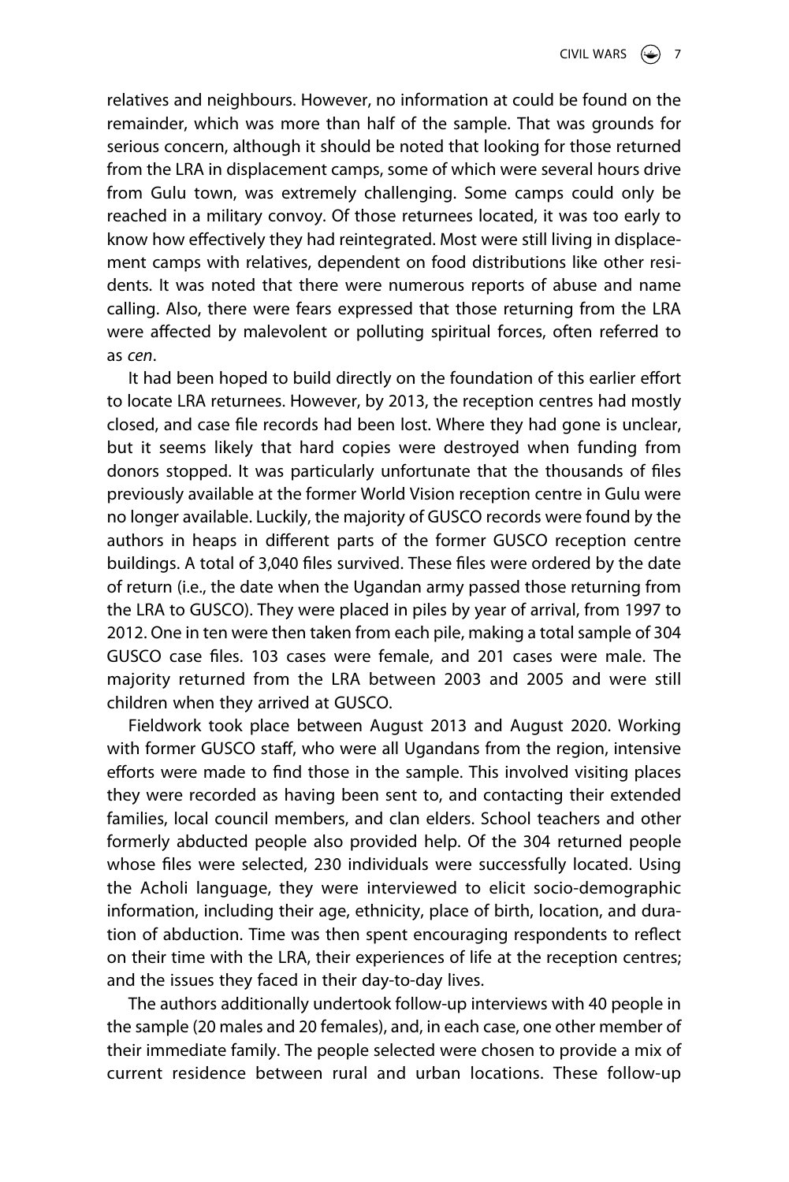relatives and neighbours. However, no information at could be found on the remainder, which was more than half of the sample. That was grounds for serious concern, although it should be noted that looking for those returned from the LRA in displacement camps, some of which were several hours drive from Gulu town, was extremely challenging. Some camps could only be reached in a military convoy. Of those returnees located, it was too early to know how effectively they had reintegrated. Most were still living in displacement camps with relatives, dependent on food distributions like other residents. It was noted that there were numerous reports of abuse and name calling. Also, there were fears expressed that those returning from the LRA were affected by malevolent or polluting spiritual forces, often referred to as *cen*.

It had been hoped to build directly on the foundation of this earlier effort to locate LRA returnees. However, by 2013, the reception centres had mostly closed, and case file records had been lost. Where they had gone is unclear, but it seems likely that hard copies were destroyed when funding from donors stopped. It was particularly unfortunate that the thousands of files previously available at the former World Vision reception centre in Gulu were no longer available. Luckily, the majority of GUSCO records were found by the authors in heaps in different parts of the former GUSCO reception centre buildings. A total of 3,040 files survived. These files were ordered by the date of return (i.e., the date when the Ugandan army passed those returning from the LRA to GUSCO). They were placed in piles by year of arrival, from 1997 to 2012. One in ten were then taken from each pile, making a total sample of 304 GUSCO case files. 103 cases were female, and 201 cases were male. The majority returned from the LRA between 2003 and 2005 and were still children when they arrived at GUSCO.

Fieldwork took place between August 2013 and August 2020. Working with former GUSCO staff, who were all Ugandans from the region, intensive efforts were made to find those in the sample. This involved visiting places they were recorded as having been sent to, and contacting their extended families, local council members, and clan elders. School teachers and other formerly abducted people also provided help. Of the 304 returned people whose files were selected, 230 individuals were successfully located. Using the Acholi language, they were interviewed to elicit socio-demographic information, including their age, ethnicity, place of birth, location, and duration of abduction. Time was then spent encouraging respondents to reflect on their time with the LRA, their experiences of life at the reception centres; and the issues they faced in their day-to-day lives.

The authors additionally undertook follow-up interviews with 40 people in the sample (20 males and 20 females), and, in each case, one other member of their immediate family. The people selected were chosen to provide a mix of current residence between rural and urban locations. These follow-up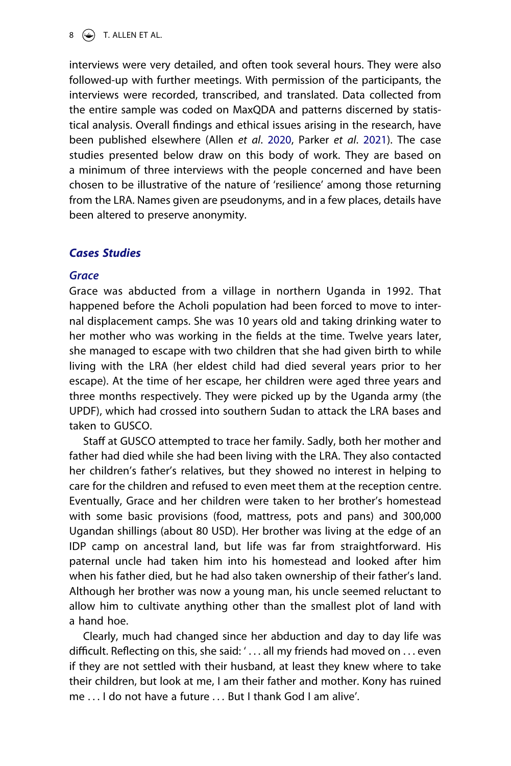interviews were very detailed, and often took several hours. They were also followed-up with further meetings. With permission of the participants, the interviews were recorded, transcribed, and translated. Data collected from the entire sample was coded on MaxQDA and patterns discerned by statistical analysis. Overall findings and ethical issues arising in the research, have been published elsewhere (Allen *et al*. 2020, Parker *et al*. 2021). The case studies presented below draw on this body of work. They are based on a minimum of three interviews with the people concerned and have been chosen to be illustrative of the nature of 'resilience' among those returning from the LRA. Names given are pseudonyms, and in a few places, details have been altered to preserve anonymity.

## *Cases Studies*

### *Grace*

Grace was abducted from a village in northern Uganda in 1992. That happened before the Acholi population had been forced to move to internal displacement camps. She was 10 years old and taking drinking water to her mother who was working in the fields at the time. Twelve years later, she managed to escape with two children that she had given birth to while living with the LRA (her eldest child had died several years prior to her escape). At the time of her escape, her children were aged three years and three months respectively. They were picked up by the Uganda army (the UPDF), which had crossed into southern Sudan to attack the LRA bases and taken to GUSCO.

Staff at GUSCO attempted to trace her family. Sadly, both her mother and father had died while she had been living with the LRA. They also contacted her children's father's relatives, but they showed no interest in helping to care for the children and refused to even meet them at the reception centre. Eventually, Grace and her children were taken to her brother's homestead with some basic provisions (food, mattress, pots and pans) and 300,000 Ugandan shillings (about 80 USD). Her brother was living at the edge of an IDP camp on ancestral land, but life was far from straightforward. His paternal uncle had taken him into his homestead and looked after him when his father died, but he had also taken ownership of their father's land. Although her brother was now a young man, his uncle seemed reluctant to allow him to cultivate anything other than the smallest plot of land with a hand hoe.

Clearly, much had changed since her abduction and day to day life was difficult. Reflecting on this, she said: ' . . . all my friends had moved on . . . even if they are not settled with their husband, at least they knew where to take their children, but look at me, I am their father and mother. Kony has ruined me . . . I do not have a future . . . But I thank God I am alive'.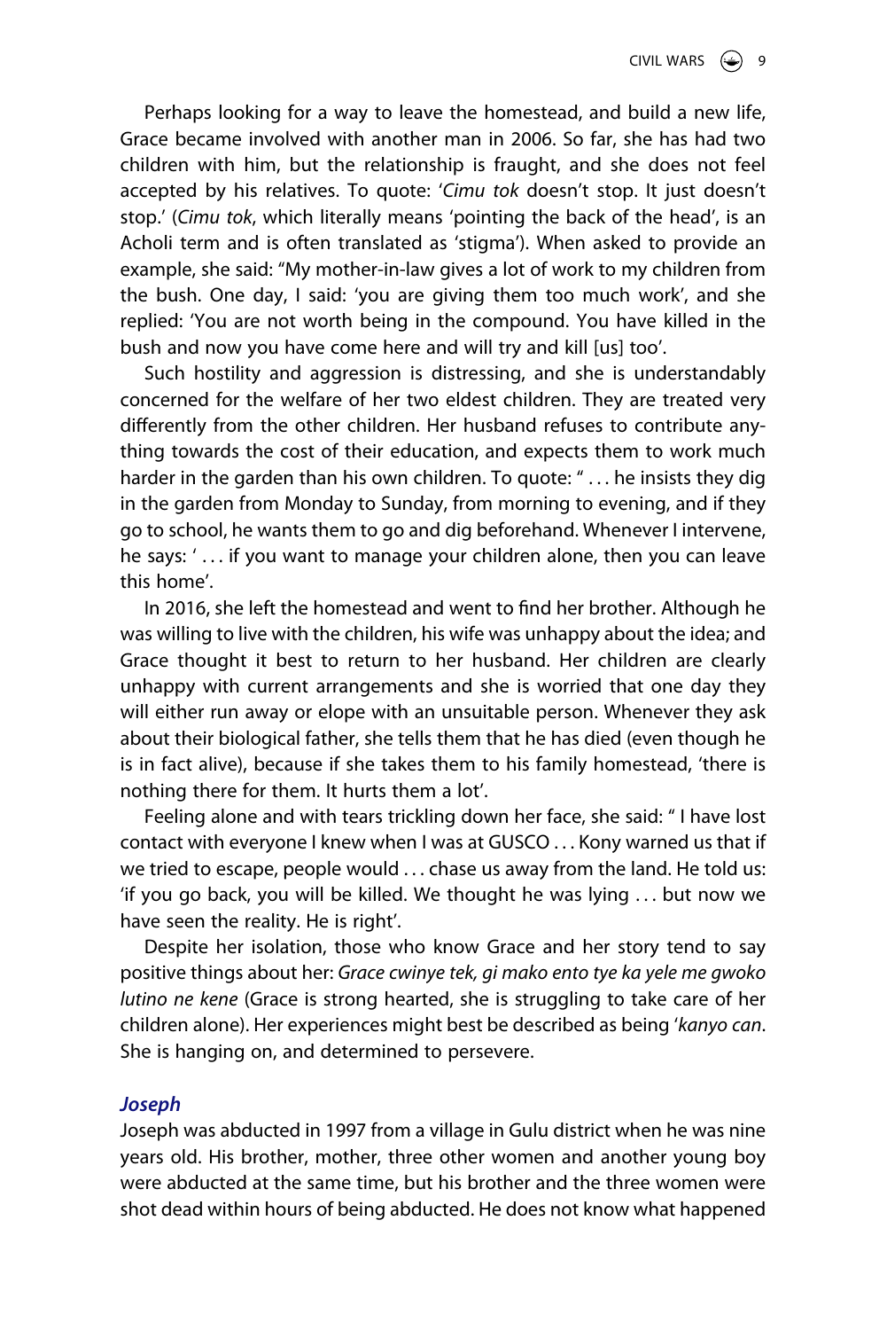Perhaps looking for a way to leave the homestead, and build a new life, Grace became involved with another man in 2006. So far, she has had two children with him, but the relationship is fraught, and she does not feel accepted by his relatives. To quote: '*Cimu tok* doesn't stop. It just doesn't stop.' (*Cimu tok*, which literally means 'pointing the back of the head', is an Acholi term and is often translated as 'stigma'). When asked to provide an example, she said: "My mother-in-law gives a lot of work to my children from the bush. One day, I said: 'you are giving them too much work', and she replied: 'You are not worth being in the compound. You have killed in the bush and now you have come here and will try and kill [us] too'.

Such hostility and aggression is distressing, and she is understandably concerned for the welfare of her two eldest children. They are treated very differently from the other children. Her husband refuses to contribute anything towards the cost of their education, and expects them to work much harder in the garden than his own children. To quote: " … he insists they dig in the garden from Monday to Sunday, from morning to evening, and if they go to school, he wants them to go and dig beforehand. Whenever I intervene, he says: ' … if you want to manage your children alone, then you can leave this home'.

In 2016, she left the homestead and went to find her brother. Although he was willing to live with the children, his wife was unhappy about the idea; and Grace thought it best to return to her husband. Her children are clearly unhappy with current arrangements and she is worried that one day they will either run away or elope with an unsuitable person. Whenever they ask about their biological father, she tells them that he has died (even though he is in fact alive), because if she takes them to his family homestead, 'there is nothing there for them. It hurts them a lot'.

Feeling alone and with tears trickling down her face, she said: " I have lost contact with everyone I knew when I was at GUSCO … Kony warned us that if we tried to escape, people would … chase us away from the land. He told us: 'if you go back, you will be killed. We thought he was lying … but now we have seen the reality. He is right'.

Despite her isolation, those who know Grace and her story tend to say positive things about her: *Grace cwinye tek, gi mako ento tye ka yele me gwoko lutino ne kene* (Grace is strong hearted, she is struggling to take care of her children alone). Her experiences might best be described as being '*kanyo can*. She is hanging on, and determined to persevere.

### Joseph

Joseph was abducted in 1997 from a village in Gulu district when he was nine years old. His brother, mother, three other women and another young boy were abducted at the same time, but his brother and the three women were shot dead within hours of being abducted. He does not know what happened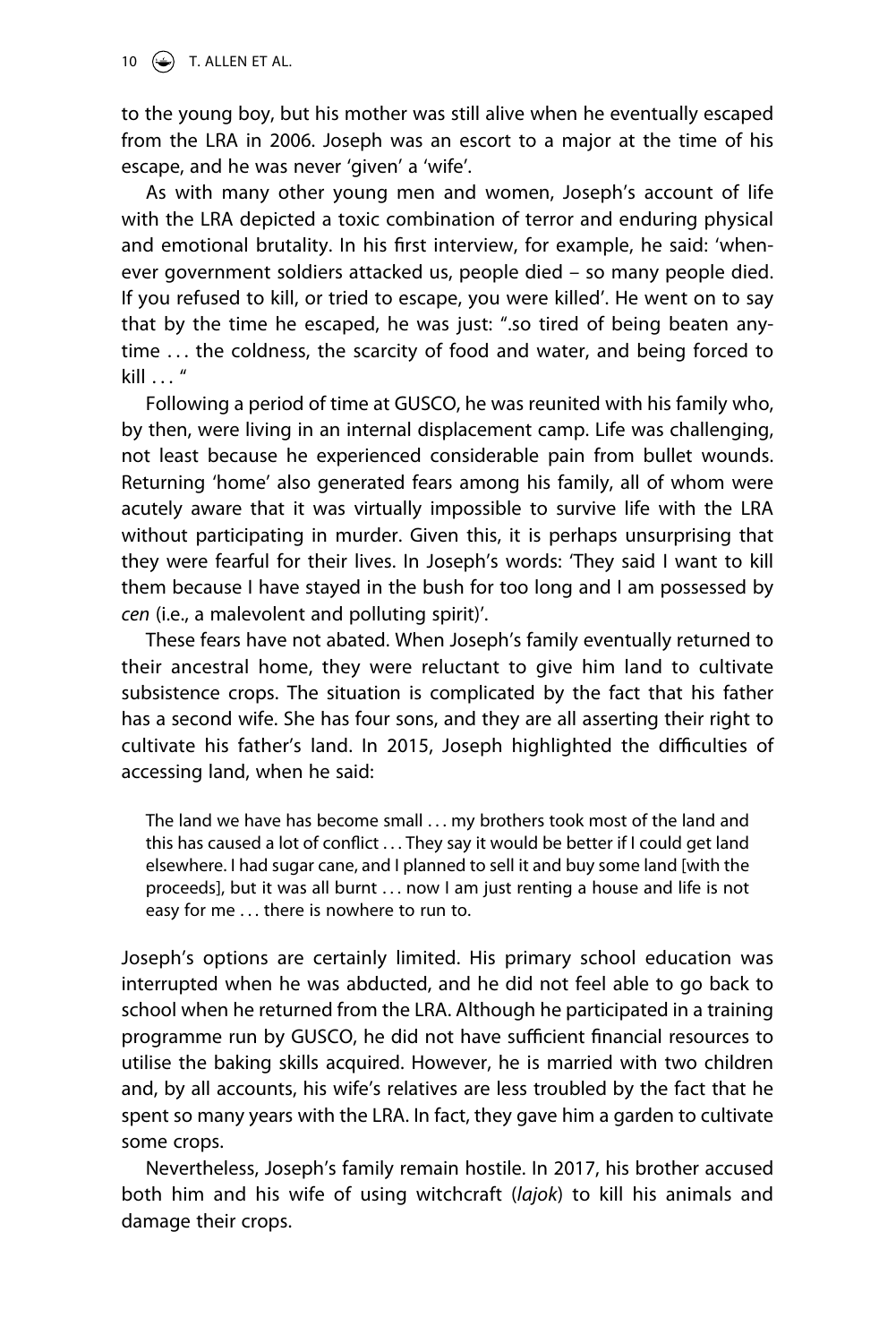to the young boy, but his mother was still alive when he eventually escaped from the LRA in 2006. Joseph was an escort to a major at the time of his escape, and he was never 'given' a 'wife'.

As with many other young men and women, Joseph's account of life with the LRA depicted a toxic combination of terror and enduring physical and emotional brutality. In his first interview, for example, he said: 'whenever government soldiers attacked us, people died – so many people died. If you refused to kill, or tried to escape, you were killed'. He went on to say that by the time he escaped, he was just: ".so tired of being beaten anytime ... the coldness, the scarcity of food and water, and being forced to kill ... "

Following a period of time at GUSCO, he was reunited with his family who, by then, were living in an internal displacement camp. Life was challenging, not least because he experienced considerable pain from bullet wounds. Returning 'home' also generated fears among his family, all of whom were acutely aware that it was virtually impossible to survive life with the LRA without participating in murder. Given this, it is perhaps unsurprising that they were fearful for their lives. In Joseph's words: 'They said I want to kill them because I have stayed in the bush for too long and I am possessed by *cen* (i.e., a malevolent and polluting spirit)'.

These fears have not abated. When Joseph's family eventually returned to their ancestral home, they were reluctant to give him land to cultivate subsistence crops. The situation is complicated by the fact that his father has a second wife. She has four sons, and they are all asserting their right to cultivate his father's land. In 2015, Joseph highlighted the difficulties of accessing land, when he said:

> The land we have has become small ... my brothers took most of the land and this has caused a lot of conflict ... They say it would be better if I could get land elsewhere. I had sugar cane, and I planned to sell it and buy some land [with the proceeds], but it was all burnt ... now I am just renting a house and life is not easy for me ... there is nowhere to run to.

Joseph's options are certainly limited. His primary school education was interrupted when he was abducted, and he did not feel able to go back to school when he returned from the LRA. Although he participated in a training programme run by GUSCO, he did not have sufficient financial resources to utilise the baking skills acquired. However, he is married with two children and, by all accounts, his wife's relatives are less troubled by the fact that he spent so many years with the LRA. In fact, they gave him a garden to cultivate some crops.

Nevertheless, Joseph's family remain hostile. In 2017, his brother accused both him and his wife of using witchcraft (*lajok*) to kill his animals and damage their crops.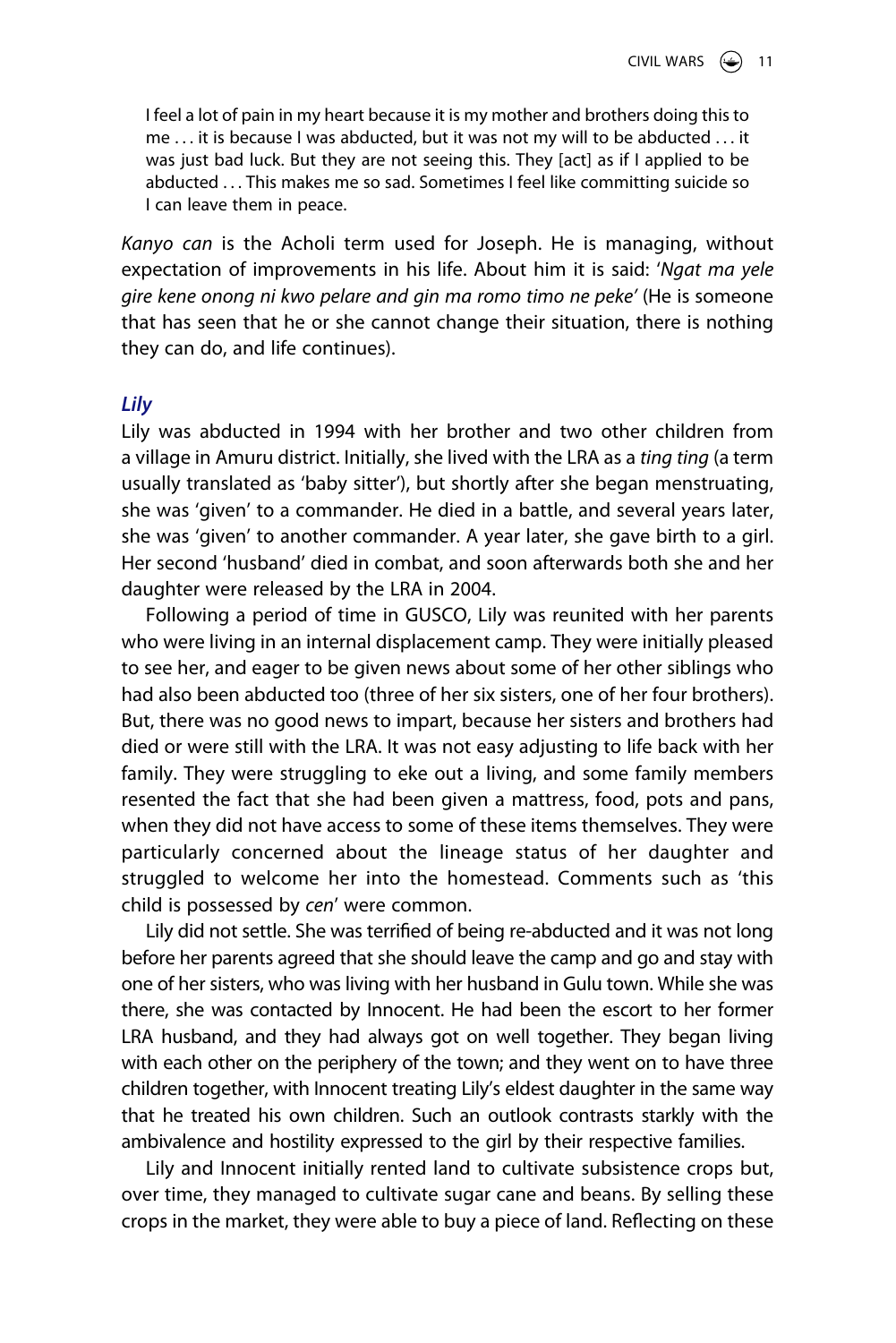> I feel a lot of pain in my heart because it is my mother and brothers doing this to me . . . it is because I was abducted, but it was not my will to be abducted . . . it was just bad luck. But they are not seeing this. They [act] as if I applied to be abducted . . . This makes me so sad. Sometimes I feel like committing suicide so I can leave them in peace.

*Kanyo can* is the Acholi term used for Joseph. He is managing, without expectation of improvements in his life. About him it is said: '*Ngat ma yele gire kene onong ni kwo pelare and gin ma romo timo ne peke*' (He is someone that has seen that he or she cannot change their situation, there is nothing they can do, and life continues).

### *Lily*

Lily was abducted in 1994 with her brother and two other children from a village in Amuru district. Initially, she lived with the LRA as a *ting ting* (a term usually translated as 'baby sitter'), but shortly after she began menstruating, she was 'given' to a commander. He died in a battle, and several years later, she was 'given' to another commander. A year later, she gave birth to a girl. Her second 'husband' died in combat, and soon afterwards both she and her daughter were released by the LRA in 2004.

Following a period of time in GUSCO, Lily was reunited with her parents who were living in an internal displacement camp. They were initially pleased to see her, and eager to be given news about some of her other siblings who had also been abducted too (three of her six sisters, one of her four brothers). But, there was no good news to impart, because her sisters and brothers had died or were still with the LRA. It was not easy adjusting to life back with her family. They were struggling to eke out a living, and some family members resented the fact that she had been given a mattress, food, pots and pans, when they did not have access to some of these items themselves. They were particularly concerned about the lineage status of her daughter and struggled to welcome her into the homestead. Comments such as 'this child is possessed by *cen*' were common.

Lily did not settle. She was terrified of being re-abducted and it was not long before her parents agreed that she should leave the camp and go and stay with one of her sisters, who was living with her husband in Gulu town. While she was there, she was contacted by Innocent. He had been the escort to her former LRA husband, and they had always got on well together. They began living with each other on the periphery of the town; and they went on to have three children together, with Innocent treating Lily's eldest daughter in the same way that he treated his own children. Such an outlook contrasts starkly with the ambivalence and hostility expressed to the girl by their respective families.

Lily and Innocent initially rented land to cultivate subsistence crops but, over time, they managed to cultivate sugar cane and beans. By selling these crops in the market, they were able to buy a piece of land. Reflecting on these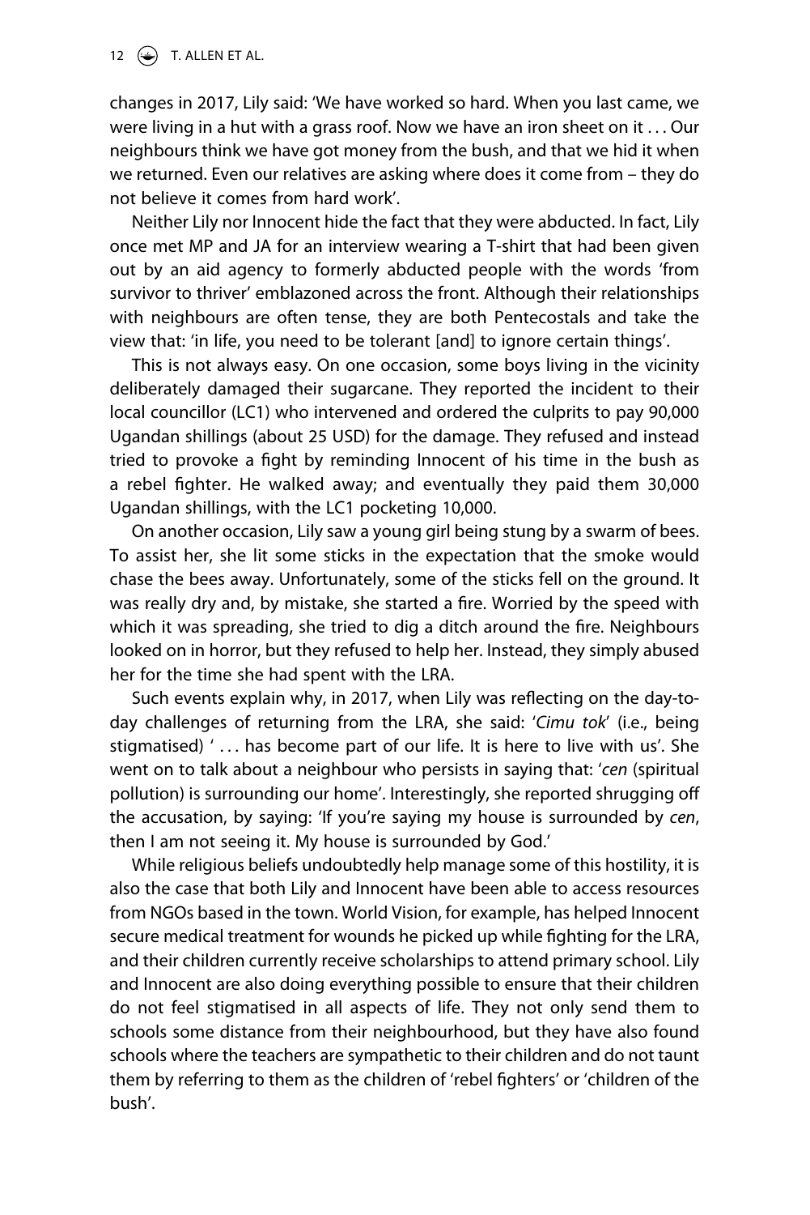changes in 2017, Lily said: 'We have worked so hard. When you last came, we were living in a hut with a grass roof. Now we have an iron sheet on it . . . Our neighbours think we have got money from the bush, and that we hid it when we returned. Even our relatives are asking where does it come from – they do not believe it comes from hard work'.

Neither Lily nor Innocent hide the fact that they were abducted. In fact, Lily once met MP and JA for an interview wearing a T-shirt that had been given out by an aid agency to formerly abducted people with the words 'from survivor to thriver' emblazoned across the front. Although their relationships with neighbours are often tense, they are both Pentecostals and take the view that: 'in life, you need to be tolerant [and] to ignore certain things'.

This is not always easy. On one occasion, some boys living in the vicinity deliberately damaged their sugarcane. They reported the incident to their local councillor (LC1) who intervened and ordered the culprits to pay 90,000 Ugandan shillings (about 25 USD) for the damage. They refused and instead tried to provoke a fight by reminding Innocent of his time in the bush as a rebel fighter. He walked away; and eventually they paid them 30,000 Ugandan shillings, with the LC1 pocketing 10,000.

On another occasion, Lily saw a young girl being stung by a swarm of bees. To assist her, she lit some sticks in the expectation that the smoke would chase the bees away. Unfortunately, some of the sticks fell on the ground. It was really dry and, by mistake, she started a fire. Worried by the speed with which it was spreading, she tried to dig a ditch around the fire. Neighbours looked on in horror, but they refused to help her. Instead, they simply abused her for the time she had spent with the LRA.

Such events explain why, in 2017, when Lily was reflecting on the day-to-day challenges of returning from the LRA, she said: '*Cimu tok*' (i.e., being stigmatised) ' . . . has become part of our life. It is here to live with us'. She went on to talk about a neighbour who persists in saying that: '*cen* (spiritual pollution) is surrounding our home'. Interestingly, she reported shrugging off the accusation, by saying: 'If you're saying my house is surrounded by *cen*, then I am not seeing it. My house is surrounded by God.'

While religious beliefs undoubtedly help manage some of this hostility, it is also the case that both Lily and Innocent have been able to access resources from NGOs based in the town. World Vision, for example, has helped Innocent secure medical treatment for wounds he picked up while fighting for the LRA, and their children currently receive scholarships to attend primary school. Lily and Innocent are also doing everything possible to ensure that their children do not feel stigmatised in all aspects of life. They not only send them to schools some distance from their neighbourhood, but they have also found schools where the teachers are sympathetic to their children and do not taunt them by referring to them as the children of 'rebel fighters' or 'children of the bush'.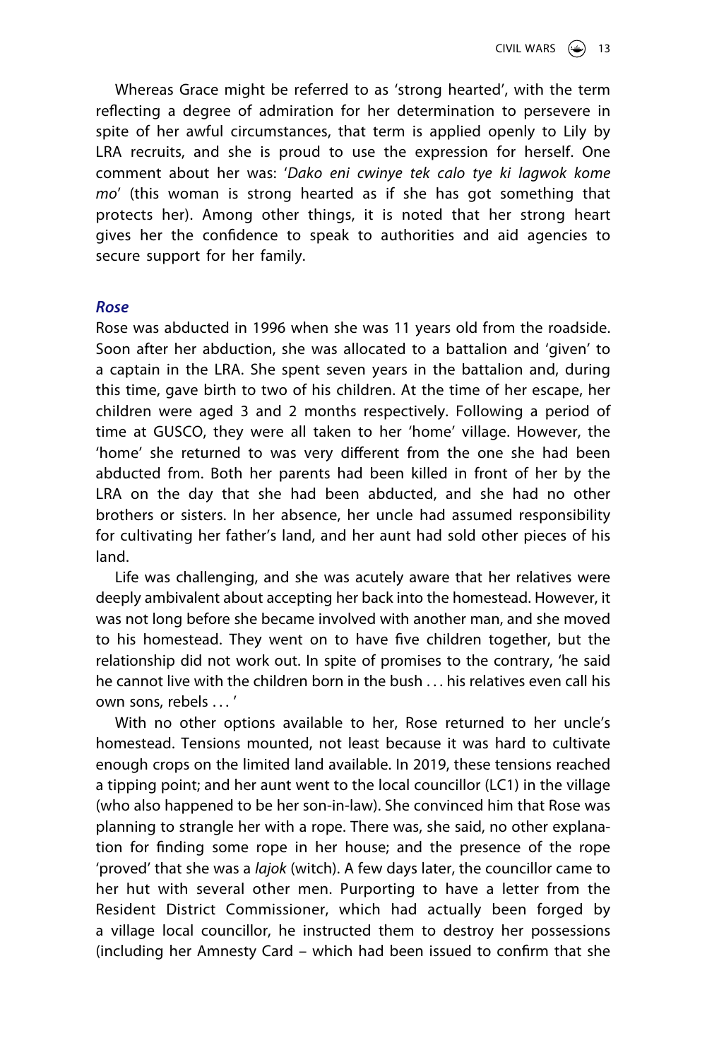Whereas Grace might be referred to as 'strong hearted', with the term reflecting a degree of admiration for her determination to persevere in spite of her awful circumstances, that term is applied openly to Lily by LRA recruits, and she is proud to use the expression for herself. One comment about her was: '*Dako eni cwinye tek calo tye ki lagwok kome mo*' (this woman is strong hearted as if she has got something that protects her). Among other things, it is noted that her strong heart gives her the confidence to speak to authorities and aid agencies to secure support for her family.

### *Rose*

Rose was abducted in 1996 when she was 11 years old from the roadside. Soon after her abduction, she was allocated to a battalion and 'given' to a captain in the LRA. She spent seven years in the battalion and, during this time, gave birth to two of his children. At the time of her escape, her children were aged 3 and 2 months respectively. Following a period of time at GUSCO, they were all taken to her 'home' village. However, the 'home' she returned to was very different from the one she had been abducted from. Both her parents had been killed in front of her by the LRA on the day that she had been abducted, and she had no other brothers or sisters. In her absence, her uncle had assumed responsibility for cultivating her father's land, and her aunt had sold other pieces of his land.

Life was challenging, and she was acutely aware that her relatives were deeply ambivalent about accepting her back into the homestead. However, it was not long before she became involved with another man, and she moved to his homestead. They went on to have five children together, but the relationship did not work out. In spite of promises to the contrary, 'he said he cannot live with the children born in the bush . . . his relatives even call his own sons, rebels . . . '

With no other options available to her, Rose returned to her uncle's homestead. Tensions mounted, not least because it was hard to cultivate enough crops on the limited land available. In 2019, these tensions reached a tipping point; and her aunt went to the local councillor (LC1) in the village (who also happened to be her son-in-law). She convinced him that Rose was planning to strangle her with a rope. There was, she said, no other explanation for finding some rope in her house; and the presence of the rope 'proved' that she was a *lajok* (witch). A few days later, the councillor came to her hut with several other men. Purporting to have a letter from the Resident District Commissioner, which had actually been forged by a village local councillor, he instructed them to destroy her possessions (including her Amnesty Card – which had been issued to confirm that she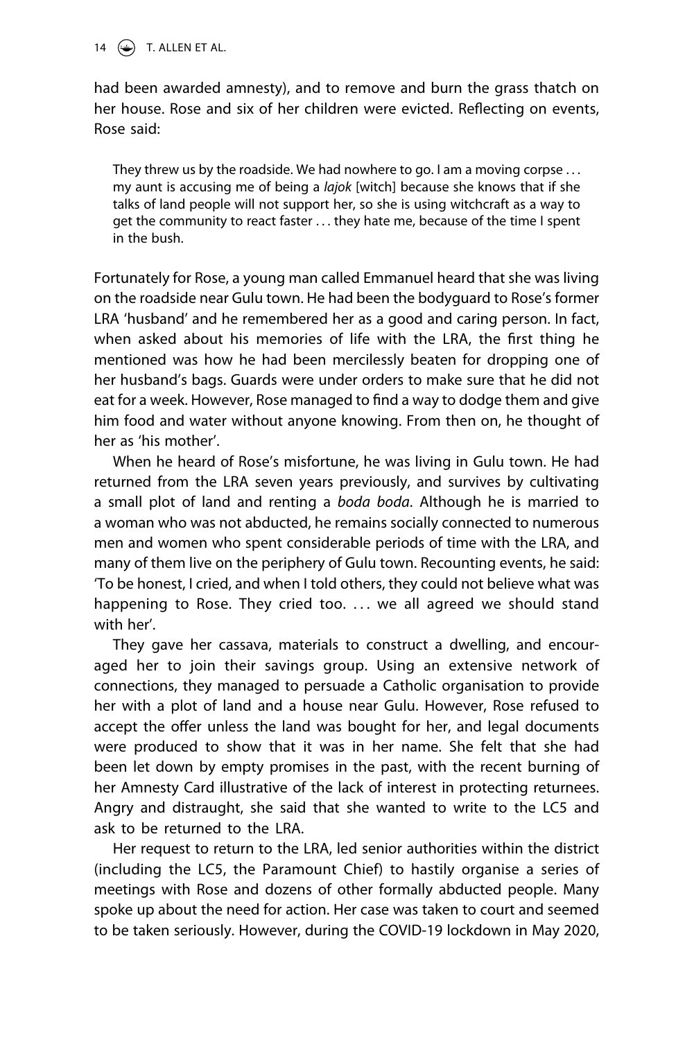had been awarded amnesty), and to remove and burn the grass thatch on her house. Rose and six of her children were evicted. Reflecting on events, Rose said:

> They threw us by the roadside. We had nowhere to go. I am a moving corpse ... my aunt is accusing me of being a *lajok* [witch] because she knows that if she talks of land people will not support her, so she is using witchcraft as a way to get the community to react faster ... they hate me, because of the time I spent in the bush.

Fortunately for Rose, a young man called Emmanuel heard that she was living on the roadside near Gulu town. He had been the bodyguard to Rose's former LRA 'husband' and he remembered her as a good and caring person. In fact, when asked about his memories of life with the LRA, the first thing he mentioned was how he had been mercilessly beaten for dropping one of her husband's bags. Guards were under orders to make sure that he did not eat for a week. However, Rose managed to find a way to dodge them and give him food and water without anyone knowing. From then on, he thought of her as 'his mother'.

When he heard of Rose's misfortune, he was living in Gulu town. He had returned from the LRA seven years previously, and survives by cultivating a small plot of land and renting a *boda boda*. Although he is married to a woman who was not abducted, he remains socially connected to numerous men and women who spent considerable periods of time with the LRA, and many of them live on the periphery of Gulu town. Recounting events, he said: 'To be honest, I cried, and when I told others, they could not believe what was happening to Rose. They cried too. ... we all agreed we should stand with her'.

They gave her cassava, materials to construct a dwelling, and encouraged her to join their savings group. Using an extensive network of connections, they managed to persuade a Catholic organisation to provide her with a plot of land and a house near Gulu. However, Rose refused to accept the offer unless the land was bought for her, and legal documents were produced to show that it was in her name. She felt that she had been let down by empty promises in the past, with the recent burning of her Amnesty Card illustrative of the lack of interest in protecting returnees. Angry and distraught, she said that she wanted to write to the LC5 and ask to be returned to the LRA.

Her request to return to the LRA, led senior authorities within the district (including the LC5, the Paramount Chief) to hastily organise a series of meetings with Rose and dozens of other formally abducted people. Many spoke up about the need for action. Her case was taken to court and seemed to be taken seriously. However, during the COVID-19 lockdown in May 2020,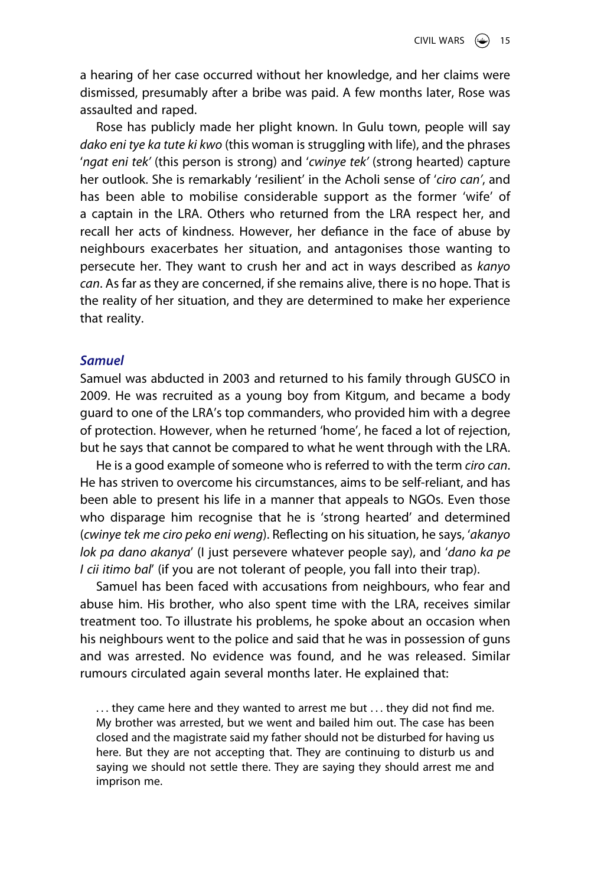a hearing of her case occurred without her knowledge, and her claims were dismissed, presumably after a bribe was paid. A few months later, Rose was assaulted and raped.

Rose has publicly made her plight known. In Gulu town, people will say *dako eni tye ka tute ki kwo* (this woman is struggling with life), and the phrases '*ngat eni tek'* (this person is strong) and '*cwinye tek'* (strong hearted) capture her outlook. She is remarkably 'resilient' in the Acholi sense of '*ciro can'*, and has been able to mobilise considerable support as the former 'wife' of a captain in the LRA. Others who returned from the LRA respect her, and recall her acts of kindness. However, her defiance in the face of abuse by neighbours exacerbates her situation, and antagonises those wanting to persecute her. They want to crush her and act in ways described as *kanyo can*. As far as they are concerned, if she remains alive, there is no hope. That is the reality of her situation, and they are determined to make her experience that reality.

### *Samuel*

Samuel was abducted in 2003 and returned to his family through GUSCO in 2009. He was recruited as a young boy from Kitgum, and became a body guard to one of the LRA's top commanders, who provided him with a degree of protection. However, when he returned 'home', he faced a lot of rejection, but he says that cannot be compared to what he went through with the LRA.

He is a good example of someone who is referred to with the term *ciro can*. He has striven to overcome his circumstances, aims to be self-reliant, and has been able to present his life in a manner that appeals to NGOs. Even those who disparage him recognise that he is 'strong hearted' and determined (*cwinye tek me ciro peko eni weng*). Reflecting on his situation, he says, '*akanyo lok pa dano akanya*' (I just persevere whatever people say), and '*dano ka pe I cii itimo bal*' (if you are not tolerant of people, you fall into their trap).

Samuel has been faced with accusations from neighbours, who fear and abuse him. His brother, who also spent time with the LRA, receives similar treatment too. To illustrate his problems, he spoke about an occasion when his neighbours went to the police and said that he was in possession of guns and was arrested. No evidence was found, and he was released. Similar rumours circulated again several months later. He explained that:

> . . . they came here and they wanted to arrest me but . . . they did not find me. My brother was arrested, but we went and bailed him out. The case has been closed and the magistrate said my father should not be disturbed for having us here. But they are not accepting that. They are continuing to disturb us and saying we should not settle there. They are saying they should arrest me and imprison me.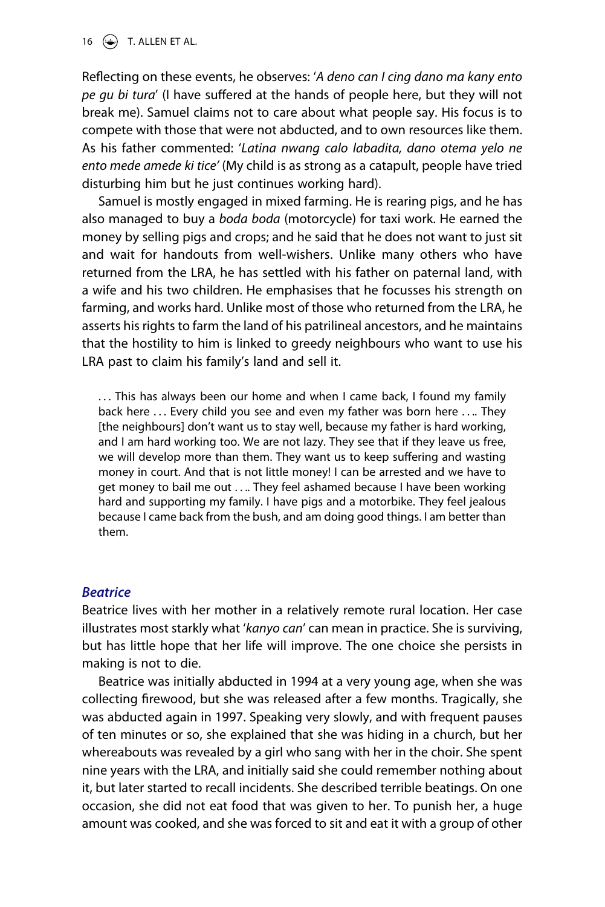Reflecting on these events, he observes: '*A deno can I cing dano ma kany ento pe gu bi tura*' (I have suffered at the hands of people here, but they will not break me). Samuel claims not to care about what people say. His focus is to compete with those that were not abducted, and to own resources like them. As his father commented: '*Latina nwang calo labadita, dano otema yelo ne ento mede amede ki tice'* (My child is as strong as a catapult, people have tried disturbing him but he just continues working hard).

Samuel is mostly engaged in mixed farming. He is rearing pigs, and he has also managed to buy a *boda boda* (motorcycle) for taxi work. He earned the money by selling pigs and crops; and he said that he does not want to just sit and wait for handouts from well-wishers. Unlike many others who have returned from the LRA, he has settled with his father on paternal land, with a wife and his two children. He emphasises that he focusses his strength on farming, and works hard. Unlike most of those who returned from the LRA, he asserts his rights to farm the land of his patrilineal ancestors, and he maintains that the hostility to him is linked to greedy neighbours who want to use his LRA past to claim his family's land and sell it.

> . . . This has always been our home and when I came back, I found my family back here . . . Every child you see and even my father was born here . . .. They [the neighbours] don't want us to stay well, because my father is hard working, and I am hard working too. We are not lazy. They see that if they leave us free, we will develop more than them. They want us to keep suffering and wasting money in court. And that is not little money! I can be arrested and we have to get money to bail me out . . .. They feel ashamed because I have been working hard and supporting my family. I have pigs and a motorbike. They feel jealous because I came back from the bush, and am doing good things. I am better than them.

### *Beatrice*

Beatrice lives with her mother in a relatively remote rural location. Her case illustrates most starkly what '*kanyo can*' can mean in practice. She is surviving, but has little hope that her life will improve. The one choice she persists in making is not to die.

Beatrice was initially abducted in 1994 at a very young age, when she was collecting firewood, but she was released after a few months. Tragically, she was abducted again in 1997. Speaking very slowly, and with frequent pauses of ten minutes or so, she explained that she was hiding in a church, but her whereabouts was revealed by a girl who sang with her in the choir. She spent nine years with the LRA, and initially said she could remember nothing about it, but later started to recall incidents. She described terrible beatings. On one occasion, she did not eat food that was given to her. To punish her, a huge amount was cooked, and she was forced to sit and eat it with a group of other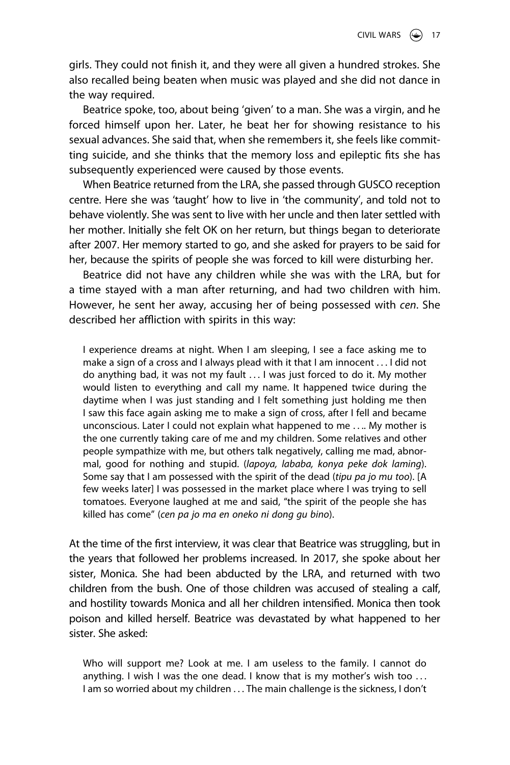girls. They could not finish it, and they were all given a hundred strokes. She also recalled being beaten when music was played and she did not dance in the way required.

Beatrice spoke, too, about being 'given' to a man. She was a virgin, and he forced himself upon her. Later, he beat her for showing resistance to his sexual advances. She said that, when she remembers it, she feels like committing suicide, and she thinks that the memory loss and epileptic fits she has subsequently experienced were caused by those events.

When Beatrice returned from the LRA, she passed through GUSCO reception centre. Here she was 'taught' how to live in 'the community', and told not to behave violently. She was sent to live with her uncle and then later settled with her mother. Initially she felt OK on her return, but things began to deteriorate after 2007. Her memory started to go, and she asked for prayers to be said for her, because the spirits of people she was forced to kill were disturbing her.

Beatrice did not have any children while she was with the LRA, but for a time stayed with a man after returning, and had two children with him. However, he sent her away, accusing her of being possessed with *cen*. She described her affliction with spirits in this way:

> I experience dreams at night. When I am sleeping, I see a face asking me to make a sign of a cross and I always plead with it that I am innocent . . . I did not do anything bad, it was not my fault . . . I was just forced to do it. My mother would listen to everything and call my name. It happened twice during the daytime when I was just standing and I felt something just holding me then I saw this face again asking me to make a sign of cross, after I fell and became unconscious. Later I could not explain what happened to me . . .. My mother is the one currently taking care of me and my children. Some relatives and other people sympathize with me, but others talk negatively, calling me mad, abnormal, good for nothing and stupid. (*lapoya, lababa, konya peke dok laming*). Some say that I am possessed with the spirit of the dead (*tipu pa jo mu too*). [A few weeks later] I was possessed in the market place where I was trying to sell tomatoes. Everyone laughed at me and said, "the spirit of the people she has killed has come" (*cen pa jo ma en oneko ni dong gu bino*).

At the time of the first interview, it was clear that Beatrice was struggling, but in the years that followed her problems increased. In 2017, she spoke about her sister, Monica. She had been abducted by the LRA, and returned with two children from the bush. One of those children was accused of stealing a calf, and hostility towards Monica and all her children intensified. Monica then took poison and killed herself. Beatrice was devastated by what happened to her sister. She asked:

> Who will support me? Look at me. I am useless to the family. I cannot do anything. I wish I was the one dead. I know that is my mother's wish too . . . I am so worried about my children . . . The main challenge is the sickness, I don't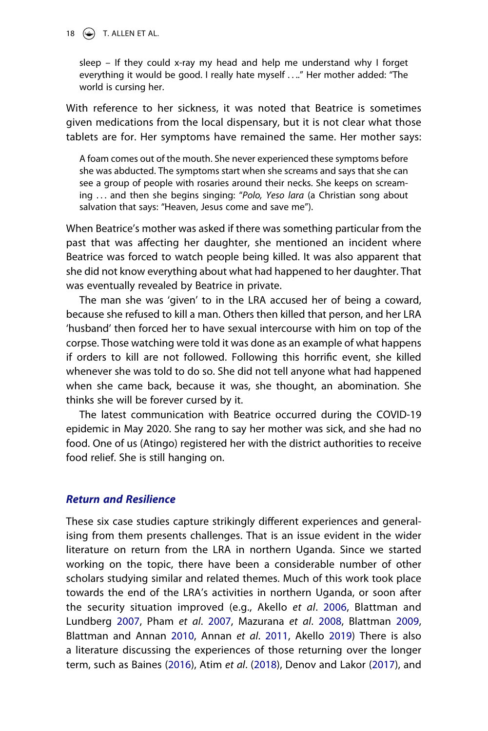sleep – If they could x-ray my head and help me understand why I forget everything it would be good. I really hate myself . . .." Her mother added: "The world is cursing her.

With reference to her sickness, it was noted that Beatrice is sometimes given medications from the local dispensary, but it is not clear what those tablets are for. Her symptoms have remained the same. Her mother says:

> A foam comes out of the mouth. She never experienced these symptoms before she was abducted. The symptoms start when she screams and says that she can see a group of people with rosaries around their necks. She keeps on screaming . . . and then she begins singing: "*Polo, Yeso lara* (a Christian song about salvation that says: "Heaven, Jesus come and save me").

When Beatrice's mother was asked if there was something particular from the past that was affecting her daughter, she mentioned an incident where Beatrice was forced to watch people being killed. It was also apparent that she did not know everything about what had happened to her daughter. That was eventually revealed by Beatrice in private.

The man she was 'given' to in the LRA accused her of being a coward, because she refused to kill a man. Others then killed that person, and her LRA 'husband' then forced her to have sexual intercourse with him on top of the corpse. Those watching were told it was done as an example of what happens if orders to kill are not followed. Following this horrific event, she killed whenever she was told to do so. She did not tell anyone what had happened when she came back, because it was, she thought, an abomination. She thinks she will be forever cursed by it.

The latest communication with Beatrice occurred during the COVID-19 epidemic in May 2020. She rang to say her mother was sick, and she had no food. One of us (Atingo) registered her with the district authorities to receive food relief. She is still hanging on.

## *Return and Resilience*

These six case studies capture strikingly different experiences and generalising from them presents challenges. That is an issue evident in the wider literature on return from the LRA in northern Uganda. Since we started working on the topic, there have been a considerable number of other scholars studying similar and related themes. Much of this work took place towards the end of the LRA's activities in northern Uganda, or soon after the security situation improved (e.g., Akello *et al*. 2006, Blattman and Lundberg 2007, Pham *et al*. 2007, Mazurana *et al*. 2008, Blattman 2009, Blattman and Annan 2010, Annan *et al*. 2011, Akello 2019) There is also a literature discussing the experiences of those returning over the longer term, such as Baines (2016), Atim *et al*. (2018), Denov and Lakor (2017), and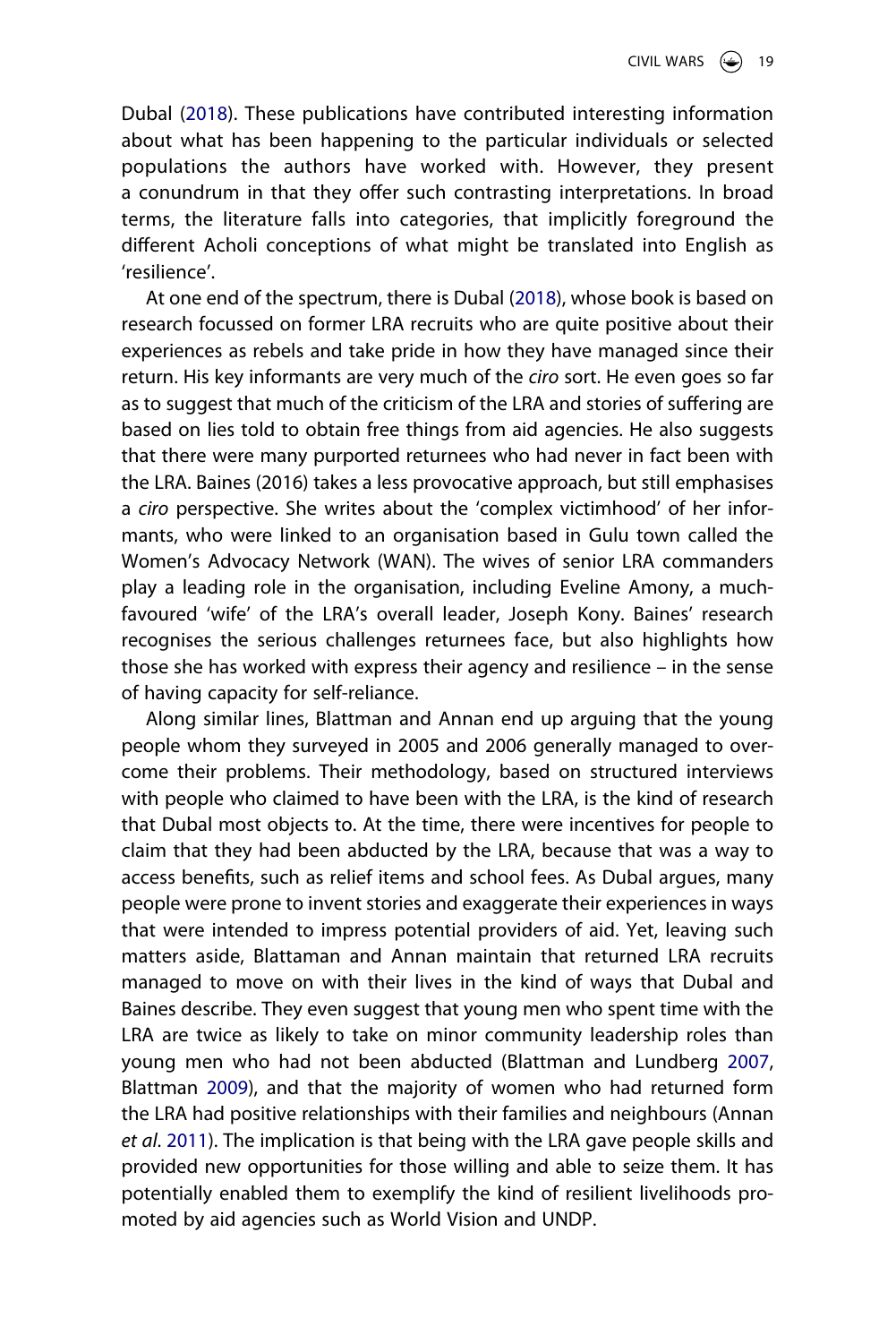Dubal (2018). These publications have contributed interesting information about what has been happening to the particular individuals or selected populations the authors have worked with. However, they present a conundrum in that they offer such contrasting interpretations. In broad terms, the literature falls into categories, that implicitly foreground the different Acholi conceptions of what might be translated into English as 'resilience'.

At one end of the spectrum, there is Dubal (2018), whose book is based on research focussed on former LRA recruits who are quite positive about their experiences as rebels and take pride in how they have managed since their return. His key informants are very much of the *ciro* sort. He even goes so far as to suggest that much of the criticism of the LRA and stories of suffering are based on lies told to obtain free things from aid agencies. He also suggests that there were many purported returnees who had never in fact been with the LRA. Baines (2016) takes a less provocative approach, but still emphasises a *ciro* perspective. She writes about the 'complex victimhood' of her informants, who were linked to an organisation based in Gulu town called the Women's Advocacy Network (WAN). The wives of senior LRA commanders play a leading role in the organisation, including Eveline Amony, a much-favoured 'wife' of the LRA's overall leader, Joseph Kony. Baines' research recognises the serious challenges returnees face, but also highlights how those she has worked with express their agency and resilience – in the sense of having capacity for self-reliance.

Along similar lines, Blattman and Annan end up arguing that the young people whom they surveyed in 2005 and 2006 generally managed to overcome their problems. Their methodology, based on structured interviews with people who claimed to have been with the LRA, is the kind of research that Dubal most objects to. At the time, there were incentives for people to claim that they had been abducted by the LRA, because that was a way to access benefits, such as relief items and school fees. As Dubal argues, many people were prone to invent stories and exaggerate their experiences in ways that were intended to impress potential providers of aid. Yet, leaving such matters aside, Blattaman and Annan maintain that returned LRA recruits managed to move on with their lives in the kind of ways that Dubal and Baines describe. They even suggest that young men who spent time with the LRA are twice as likely to take on minor community leadership roles than young men who had not been abducted (Blattman and Lundberg 2007, Blattman 2009), and that the majority of women who had returned form the LRA had positive relationships with their families and neighbours (Annan *et al*. 2011). The implication is that being with the LRA gave people skills and provided new opportunities for those willing and able to seize them. It has potentially enabled them to exemplify the kind of resilient livelihoods promoted by aid agencies such as World Vision and UNDP.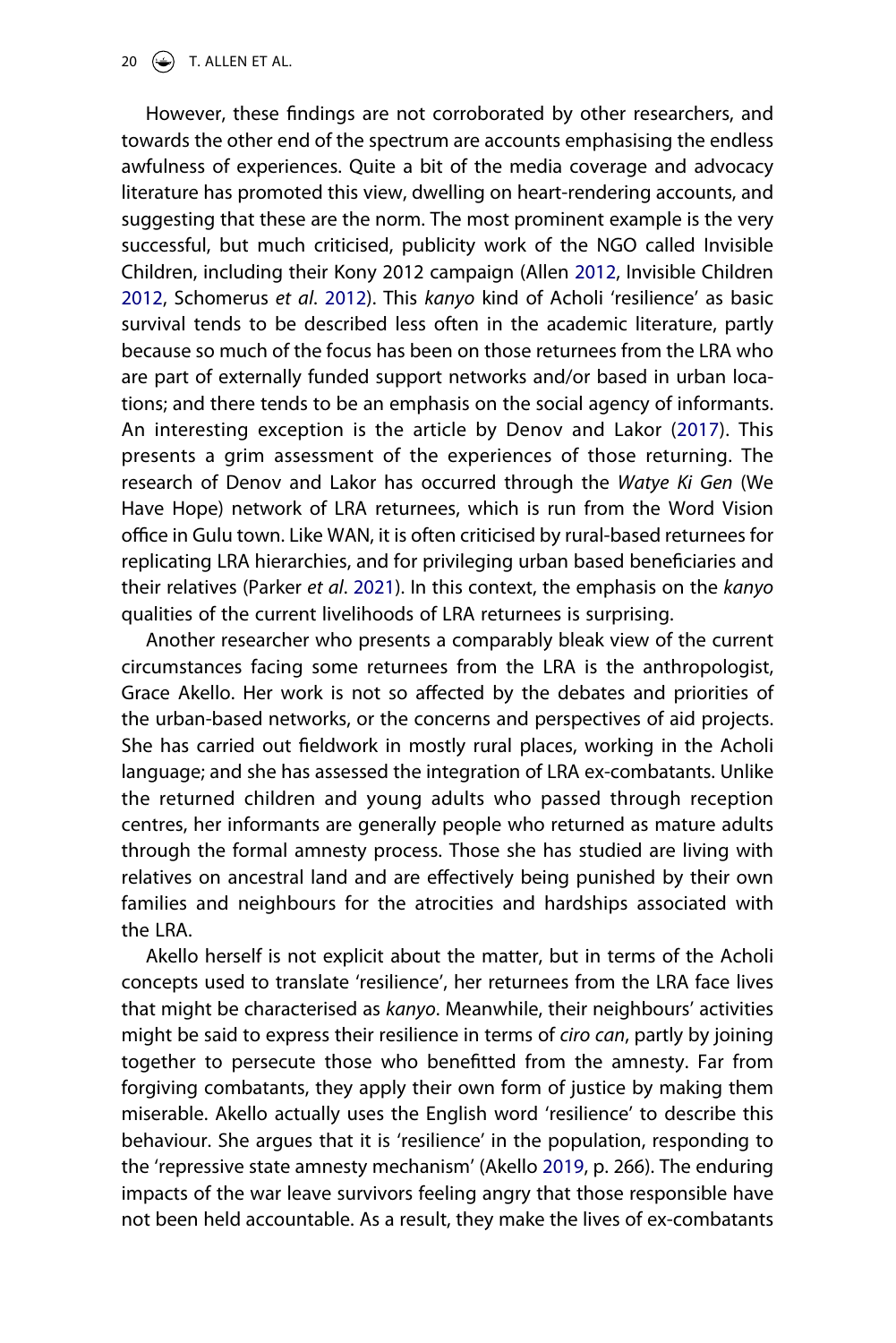However, these findings are not corroborated by other researchers, and towards the other end of the spectrum are accounts emphasising the endless awfulness of experiences. Quite a bit of the media coverage and advocacy literature has promoted this view, dwelling on heart-rendering accounts, and suggesting that these are the norm. The most prominent example is the very successful, but much criticised, publicity work of the NGO called Invisible Children, including their Kony 2012 campaign (Allen 2012, Invisible Children 2012, Schomerus *et al*. 2012). This *kanyo* kind of Acholi 'resilience' as basic survival tends to be described less often in the academic literature, partly because so much of the focus has been on those returnees from the LRA who are part of externally funded support networks and/or based in urban locations; and there tends to be an emphasis on the social agency of informants. An interesting exception is the article by Denov and Lakor (2017). This presents a grim assessment of the experiences of those returning. The research of Denov and Lakor has occurred through the *Watye Ki Gen* (We Have Hope) network of LRA returnees, which is run from the Word Vision office in Gulu town. Like WAN, it is often criticised by rural-based returnees for replicating LRA hierarchies, and for privileging urban based beneficiaries and their relatives (Parker *et al*. 2021). In this context, the emphasis on the *kanyo* qualities of the current livelihoods of LRA returnees is surprising.

Another researcher who presents a comparably bleak view of the current circumstances facing some returnees from the LRA is the anthropologist, Grace Akello. Her work is not so affected by the debates and priorities of the urban-based networks, or the concerns and perspectives of aid projects. She has carried out fieldwork in mostly rural places, working in the Acholi language; and she has assessed the integration of LRA ex-combatants. Unlike the returned children and young adults who passed through reception centres, her informants are generally people who returned as mature adults through the formal amnesty process. Those she has studied are living with relatives on ancestral land and are effectively being punished by their own families and neighbours for the atrocities and hardships associated with the LRA.

Akello herself is not explicit about the matter, but in terms of the Acholi concepts used to translate 'resilience', her returnees from the LRA face lives that might be characterised as *kanyo*. Meanwhile, their neighbours' activities might be said to express their resilience in terms of *ciro can*, partly by joining together to persecute those who benefitted from the amnesty. Far from forgiving combatants, they apply their own form of justice by making them miserable. Akello actually uses the English word 'resilience' to describe this behaviour. She argues that it is 'resilience' in the population, responding to the 'repressive state amnesty mechanism' (Akello 2019, p. 266). The enduring impacts of the war leave survivors feeling angry that those responsible have not been held accountable. As a result, they make the lives of ex-combatants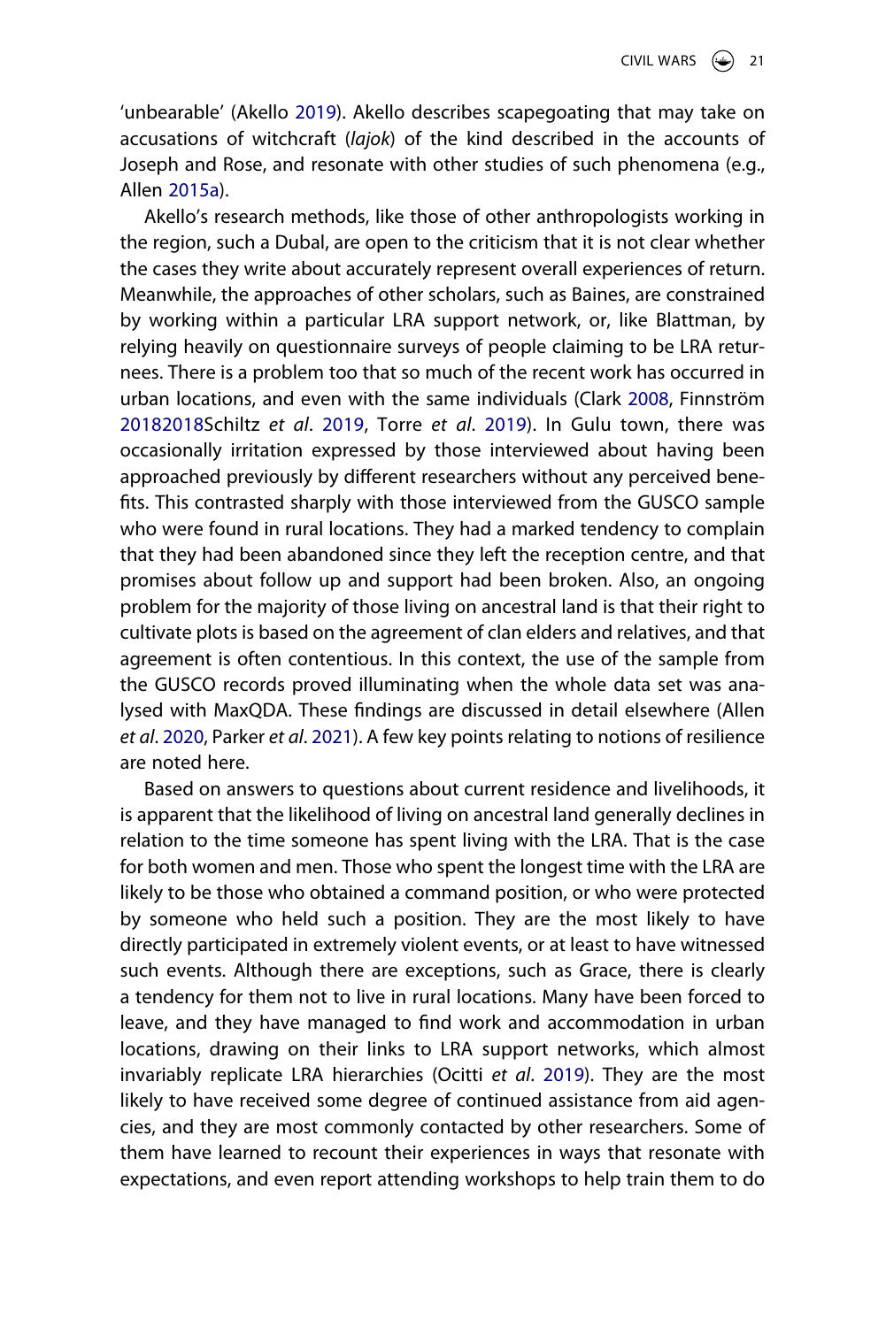'unbearable' (Akello 2019). Akello describes scapegoating that may take on accusations of witchcraft (*lajok*) of the kind described in the accounts of Joseph and Rose, and resonate with other studies of such phenomena (e.g., Allen 2015a).

Akello's research methods, like those of other anthropologists working in the region, such a Dubal, are open to the criticism that it is not clear whether the cases they write about accurately represent overall experiences of return. Meanwhile, the approaches of other scholars, such as Baines, are constrained by working within a particular LRA support network, or, like Blattman, by relying heavily on questionnaire surveys of people claiming to be LRA returnees. There is a problem too that so much of the recent work has occurred in urban locations, and even with the same individuals (Clark 2008, Finnström 20182018Schiltz *et al*. 2019, Torre *et al*. 2019). In Gulu town, there was occasionally irritation expressed by those interviewed about having been approached previously by different researchers without any perceived benefits. This contrasted sharply with those interviewed from the GUSCO sample who were found in rural locations. They had a marked tendency to complain that they had been abandoned since they left the reception centre, and that promises about follow up and support had been broken. Also, an ongoing problem for the majority of those living on ancestral land is that their right to cultivate plots is based on the agreement of clan elders and relatives, and that agreement is often contentious. In this context, the use of the sample from the GUSCO records proved illuminating when the whole data set was analysed with MaxQDA. These findings are discussed in detail elsewhere (Allen *et al*. 2020, Parker *et al*. 2021). A few key points relating to notions of resilience are noted here.

Based on answers to questions about current residence and livelihoods, it is apparent that the likelihood of living on ancestral land generally declines in relation to the time someone has spent living with the LRA. That is the case for both women and men. Those who spent the longest time with the LRA are likely to be those who obtained a command position, or who were protected by someone who held such a position. They are the most likely to have directly participated in extremely violent events, or at least to have witnessed such events. Although there are exceptions, such as Grace, there is clearly a tendency for them not to live in rural locations. Many have been forced to leave, and they have managed to find work and accommodation in urban locations, drawing on their links to LRA support networks, which almost invariably replicate LRA hierarchies (Ocitti *et al*. 2019). They are the most likely to have received some degree of continued assistance from aid agencies, and they are most commonly contacted by other researchers. Some of them have learned to recount their experiences in ways that resonate with expectations, and even report attending workshops to help train them to do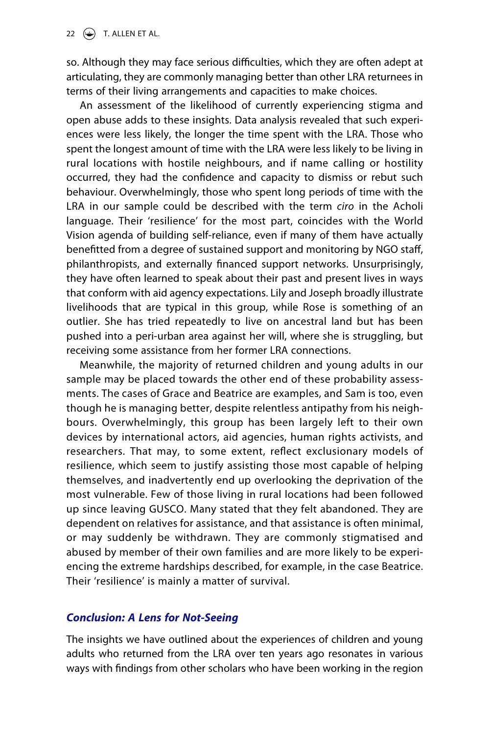so. Although they may face serious difficulties, which they are often adept at articulating, they are commonly managing better than other LRA returnees in terms of their living arrangements and capacities to make choices.

An assessment of the likelihood of currently experiencing stigma and open abuse adds to these insights. Data analysis revealed that such experiences were less likely, the longer the time spent with the LRA. Those who spent the longest amount of time with the LRA were less likely to be living in rural locations with hostile neighbours, and if name calling or hostility occurred, they had the confidence and capacity to dismiss or rebut such behaviour. Overwhelmingly, those who spent long periods of time with the LRA in our sample could be described with the term *ciro* in the Acholi language. Their 'resilience' for the most part, coincides with the World Vision agenda of building self-reliance, even if many of them have actually benefitted from a degree of sustained support and monitoring by NGO staff, philanthropists, and externally financed support networks. Unsurprisingly, they have often learned to speak about their past and present lives in ways that conform with aid agency expectations. Lily and Joseph broadly illustrate livelihoods that are typical in this group, while Rose is something of an outlier. She has tried repeatedly to live on ancestral land but has been pushed into a peri-urban area against her will, where she is struggling, but receiving some assistance from her former LRA connections.

Meanwhile, the majority of returned children and young adults in our sample may be placed towards the other end of these probability assessments. The cases of Grace and Beatrice are examples, and Sam is too, even though he is managing better, despite relentless antipathy from his neighbours. Overwhelmingly, this group has been largely left to their own devices by international actors, aid agencies, human rights activists, and researchers. That may, to some extent, reflect exclusionary models of resilience, which seem to justify assisting those most capable of helping themselves, and inadvertently end up overlooking the deprivation of the most vulnerable. Few of those living in rural locations had been followed up since leaving GUSCO. Many stated that they felt abandoned. They are dependent on relatives for assistance, and that assistance is often minimal, or may suddenly be withdrawn. They are commonly stigmatised and abused by member of their own families and are more likely to be experiencing the extreme hardships described, for example, in the case Beatrice. Their 'resilience' is mainly a matter of survival.

## Conclusion: A Lens for Not-Seeing

The insights we have outlined about the experiences of children and young adults who returned from the LRA over ten years ago resonates in various ways with findings from other scholars who have been working in the region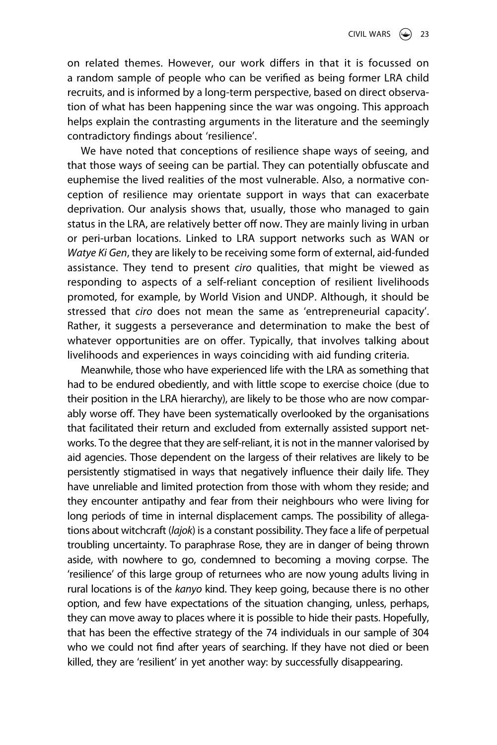on related themes. However, our work differs in that it is focussed on a random sample of people who can be verified as being former LRA child recruits, and is informed by a long-term perspective, based on direct observation of what has been happening since the war was ongoing. This approach helps explain the contrasting arguments in the literature and the seemingly contradictory findings about 'resilience'.

We have noted that conceptions of resilience shape ways of seeing, and that those ways of seeing can be partial. They can potentially obfuscate and euphemise the lived realities of the most vulnerable. Also, a normative conception of resilience may orientate support in ways that can exacerbate deprivation. Our analysis shows that, usually, those who managed to gain status in the LRA, are relatively better off now. They are mainly living in urban or peri-urban locations. Linked to LRA support networks such as WAN or *Watye Ki Gen*, they are likely to be receiving some form of external, aid-funded assistance. They tend to present *ciro* qualities, that might be viewed as responding to aspects of a self-reliant conception of resilient livelihoods promoted, for example, by World Vision and UNDP. Although, it should be stressed that *ciro* does not mean the same as 'entrepreneurial capacity'. Rather, it suggests a perseverance and determination to make the best of whatever opportunities are on offer. Typically, that involves talking about livelihoods and experiences in ways coinciding with aid funding criteria.

Meanwhile, those who have experienced life with the LRA as something that had to be endured obediently, and with little scope to exercise choice (due to their position in the LRA hierarchy), are likely to be those who are now comparably worse off. They have been systematically overlooked by the organisations that facilitated their return and excluded from externally assisted support networks. To the degree that they are self-reliant, it is not in the manner valorised by aid agencies. Those dependent on the largess of their relatives are likely to be persistently stigmatised in ways that negatively influence their daily life. They have unreliable and limited protection from those with whom they reside; and they encounter antipathy and fear from their neighbours who were living for long periods of time in internal displacement camps. The possibility of allegations about witchcraft (*lajok*) is a constant possibility. They face a life of perpetual troubling uncertainty. To paraphrase Rose, they are in danger of being thrown aside, with nowhere to go, condemned to becoming a moving corpse. The 'resilience' of this large group of returnees who are now young adults living in rural locations is of the *kanyo* kind. They keep going, because there is no other option, and few have expectations of the situation changing, unless, perhaps, they can move away to places where it is possible to hide their pasts. Hopefully, that has been the effective strategy of the 74 individuals in our sample of 304 who we could not find after years of searching. If they have not died or been killed, they are 'resilient' in yet another way: by successfully disappearing.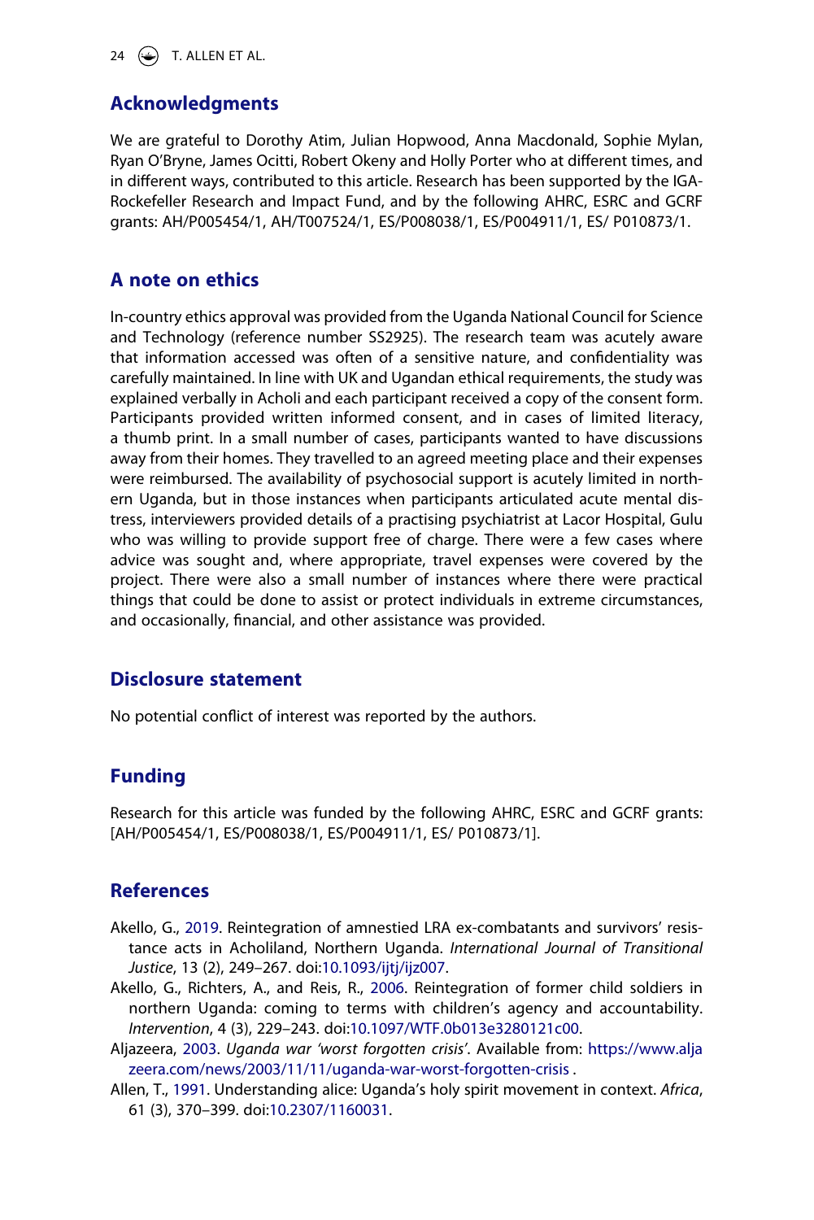## Acknowledgments

We are grateful to Dorothy Atim, Julian Hopwood, Anna Macdonald, Sophie Mylan, Ryan O'Bryne, James Ocitti, Robert Okeny and Holly Porter who at different times, and in different ways, contributed to this article. Research has been supported by the IGA-Rockefeller Research and Impact Fund, and by the following AHRC, ESRC and GCRF grants: AH/P005454/1, AH/T007524/1, ES/P008038/1, ES/P004911/1, ES/ P010873/1.

## A note on ethics

In-country ethics approval was provided from the Uganda National Council for Science and Technology (reference number SS2925). The research team was acutely aware that information accessed was often of a sensitive nature, and confidentiality was carefully maintained. In line with UK and Ugandan ethical requirements, the study was explained verbally in Acholi and each participant received a copy of the consent form. Participants provided written informed consent, and in cases of limited literacy, a thumb print. In a small number of cases, participants wanted to have discussions away from their homes. They travelled to an agreed meeting place and their expenses were reimbursed. The availability of psychosocial support is acutely limited in northern Uganda, but in those instances when participants articulated acute mental distress, interviewers provided details of a practising psychiatrist at Lacor Hospital, Gulu who was willing to provide support free of charge. There were a few cases where advice was sought and, where appropriate, travel expenses were covered by the project. There were also a small number of instances where there were practical things that could be done to assist or protect individuals in extreme circumstances, and occasionally, financial, and other assistance was provided.

## Disclosure statement

No potential conflict of interest was reported by the authors.

## Funding

Research for this article was funded by the following AHRC, ESRC and GCRF grants: [AH/P005454/1, ES/P008038/1, ES/P004911/1, ES/ P010873/1].

## References

Akello, G., 2019. Reintegration of amnestied LRA ex-combatants and survivors' resistance acts in Acholiland, Northern Uganda. *International Journal of Transitional Justice*, 13 (2), 249–267. doi:10.1093/ijtj/ijz007.

Akello, G., Richters, A., and Reis, R., 2006. Reintegration of former child soldiers in northern Uganda: coming to terms with children's agency and accountability. *Intervention*, 4 (3), 229–243. doi:10.1097/WTF.0b013e3280121c00.

Aljazeera, 2003. *Uganda war 'worst forgotten crisis'*. Available from: https://www.aljazeera.com/news/2003/11/11/uganda-war-worst-forgotten-crisis .

Allen, T., 1991. Understanding alice: Uganda's holy spirit movement in context. *Africa*, 61 (3), 370–399. doi:10.2307/1160031.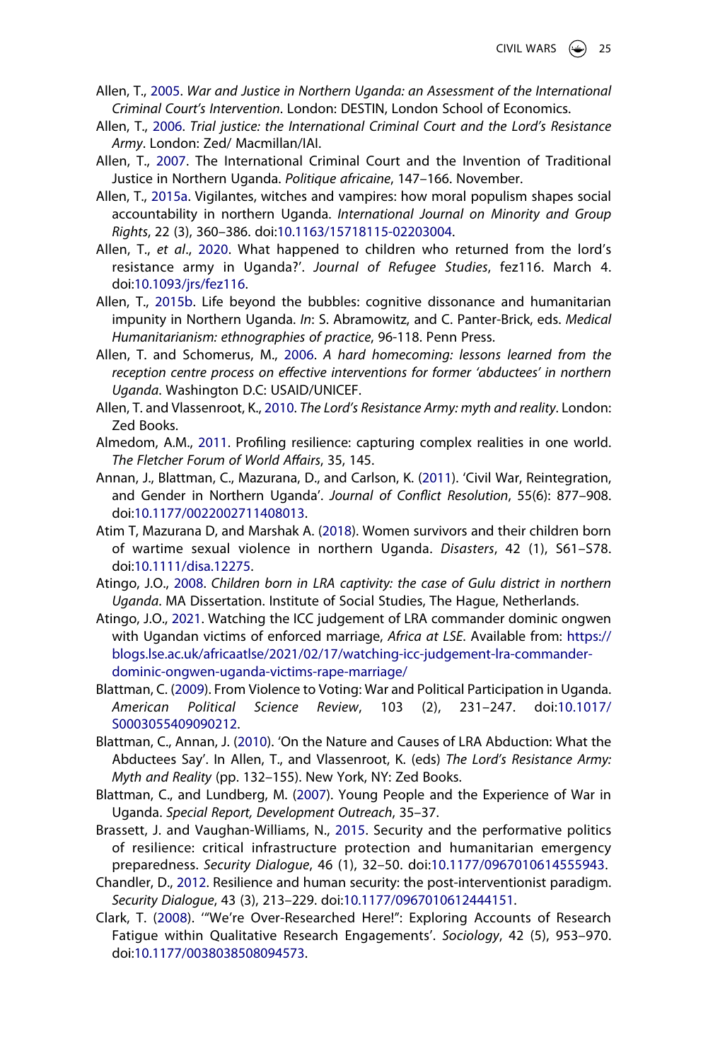Allen, T., 2005. *War and Justice in Northern Uganda: an Assessment of the International Criminal Court's Intervention*. London: DESTIN, London School of Economics.

Allen, T., 2006. *Trial justice: the International Criminal Court and the Lord's Resistance Army*. London: Zed/ Macmillan/IAI.

Allen, T., 2007. The International Criminal Court and the Invention of Traditional Justice in Northern Uganda. *Politique africaine*, 147–166. November.

Allen, T., 2015a. Vigilantes, witches and vampires: how moral populism shapes social accountability in northern Uganda. *International Journal on Minority and Group Rights*, 22 (3), 360–386. doi:10.1163/15718115-02203004.

Allen, T., *et al*., 2020. What happened to children who returned from the lord's resistance army in Uganda?'. *Journal of Refugee Studies*, fez116. March 4. doi:10.1093/jrs/fez116.

Allen, T., 2015b. Life beyond the bubbles: cognitive dissonance and humanitarian impunity in Northern Uganda. *In*: S. Abramowitz, and C. Panter-Brick, eds. *Medical Humanitarianism: ethnographies of practice*, 96-118. Penn Press.

Allen, T. and Schomerus, M., 2006. *A hard homecoming: lessons learned from the reception centre process on effective interventions for former 'abductees' in northern Uganda*. Washington D.C: USAID/UNICEF.

Allen, T. and Vlassenroot, K., 2010. *The Lord's Resistance Army: myth and reality*. London: Zed Books.

Almedom, A.M., 2011. Profiling resilience: capturing complex realities in one world. *The Fletcher Forum of World Affairs*, 35, 145.

Annan, J., Blattman, C., Mazurana, D., and Carlson, K. (2011). 'Civil War, Reintegration, and Gender in Northern Uganda'. *Journal of Conflict Resolution*, 55(6): 877–908. doi:10.1177/0022002711408013.

Atim T, Mazurana D, and Marshak A. (2018). Women survivors and their children born of wartime sexual violence in northern Uganda. *Disasters*, 42 (1), S61–S78. doi:10.1111/disa.12275.

Atingo, J.O., 2008. *Children born in LRA captivity: the case of Gulu district in northern Uganda*. MA Dissertation. Institute of Social Studies, The Hague, Netherlands.

Atingo, J.O., 2021. Watching the ICC judgement of LRA commander dominic ongwen with Ugandan victims of enforced marriage, *Africa at LSE*. Available from: https://blogs.lse.ac.uk/africaatlse/2021/02/17/watching-icc-judgement-lra-commander-dominic-ongwen-uganda-victims-rape-marriage/

Blattman, C. (2009). From Violence to Voting: War and Political Participation in Uganda. *American Political Science Review*, 103 (2), 231–247. doi:10.1017/S0003055409090212.

Blattman, C., Annan, J. (2010). 'On the Nature and Causes of LRA Abduction: What the Abductees Say'. In Allen, T., and Vlassenroot, K. (eds) *The Lord's Resistance Army: Myth and Reality* (pp. 132–155). New York, NY: Zed Books.

Blattman, C., and Lundberg, M. (2007). Young People and the Experience of War in Uganda. *Special Report, Development Outreach*, 35–37.

Brassett, J. and Vaughan-Williams, N., 2015. Security and the performative politics of resilience: critical infrastructure protection and humanitarian emergency preparedness. *Security Dialogue*, 46 (1), 32–50. doi:10.1177/0967010614555943.

Chandler, D., 2012. Resilience and human security: the post-interventionist paradigm. *Security Dialogue*, 43 (3), 213–229. doi:10.1177/0967010612444151.

Clark, T. (2008). '"We're Over-Researched Here!": Exploring Accounts of Research Fatigue within Qualitative Research Engagements'. *Sociology*, 42 (5), 953–970. doi:10.1177/0038038508094573.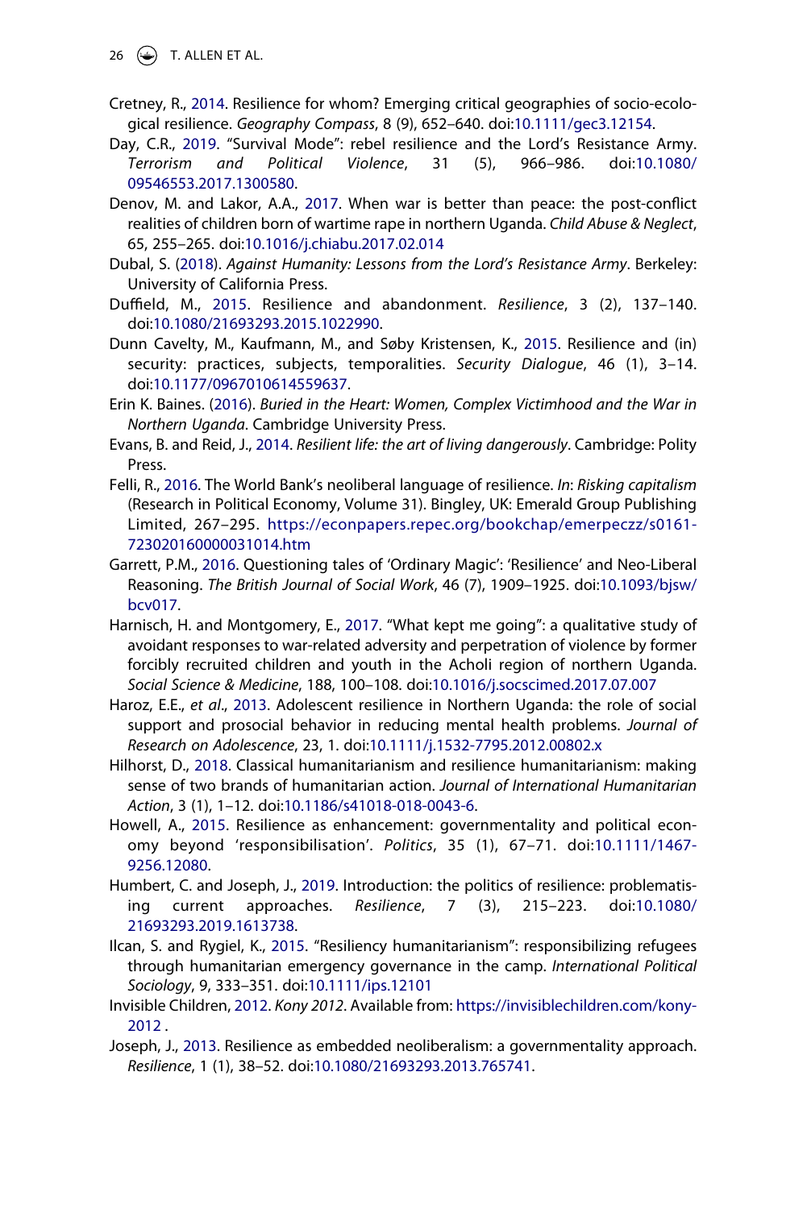Cretney, R., 2014. Resilience for whom? Emerging critical geographies of socio-ecological resilience. *Geography Compass*, 8 (9), 652–640. doi:10.1111/gec3.12154.

Day, C.R., 2019. "Survival Mode": rebel resilience and the Lord's Resistance Army. *Terrorism and Political Violence*, 31 (5), 966–986. doi:10.1080/09546553.2017.1300580.

Denov, M. and Lakor, A.A., 2017. When war is better than peace: the post-conflict realities of children born of wartime rape in northern Uganda. *Child Abuse & Neglect*, 65, 255–265. doi:10.1016/j.chiabu.2017.02.014

Dubal, S. (2018). *Against Humanity: Lessons from the Lord's Resistance Army*. Berkeley: University of California Press.

Duffield, M., 2015. Resilience and abandonment. *Resilience*, 3 (2), 137–140. doi:10.1080/21693293.2015.1022990.

Dunn Cavelty, M., Kaufmann, M., and Søby Kristensen, K., 2015. Resilience and (in) security: practices, subjects, temporalities. *Security Dialogue*, 46 (1), 3–14. doi:10.1177/0967010614559637.

Erin K. Baines. (2016). *Buried in the Heart: Women, Complex Victimhood and the War in Northern Uganda*. Cambridge University Press.

Evans, B. and Reid, J., 2014. *Resilient life: the art of living dangerously*. Cambridge: Polity Press.

Felli, R., 2016. The World Bank's neoliberal language of resilience. *In*: *Risking capitalism* (Research in Political Economy, Volume 31). Bingley, UK: Emerald Group Publishing Limited, 267–295. https://econpapers.repec.org/bookchap/emerpeczz/s0161-723020160000031014.htm

Garrett, P.M., 2016. Questioning tales of 'Ordinary Magic': 'Resilience' and Neo-Liberal Reasoning. *The British Journal of Social Work*, 46 (7), 1909–1925. doi:10.1093/bjsw/bcv017.

Harnisch, H. and Montgomery, E., 2017. "What kept me going": a qualitative study of avoidant responses to war-related adversity and perpetration of violence by former forcibly recruited children and youth in the Acholi region of northern Uganda. *Social Science & Medicine*, 188, 100–108. doi:10.1016/j.socscimed.2017.07.007

Haroz, E.E., *et al*., 2013. Adolescent resilience in Northern Uganda: the role of social support and prosocial behavior in reducing mental health problems. *Journal of Research on Adolescence*, 23, 1. doi:10.1111/j.1532-7795.2012.00802.x

Hilhorst, D., 2018. Classical humanitarianism and resilience humanitarianism: making sense of two brands of humanitarian action. *Journal of International Humanitarian Action*, 3 (1), 1–12. doi:10.1186/s41018-018-0043-6.

Howell, A., 2015. Resilience as enhancement: governmentality and political economy beyond 'responsibilisation'. *Politics*, 35 (1), 67–71. doi:10.1111/1467-9256.12080.

Humbert, C. and Joseph, J., 2019. Introduction: the politics of resilience: problematising current approaches. *Resilience*, 7 (3), 215–223. doi:10.1080/21693293.2019.1613738.

Ilcan, S. and Rygiel, K., 2015. "Resiliency humanitarianism": responsibilizing refugees through humanitarian emergency governance in the camp. *International Political Sociology*, 9, 333–351. doi:10.1111/ips.12101

Invisible Children, 2012. *Kony 2012*. Available from: https://invisiblechildren.com/kony-2012 .

Joseph, J., 2013. Resilience as embedded neoliberalism: a governmentality approach. *Resilience*, 1 (1), 38–52. doi:10.1080/21693293.2013.765741.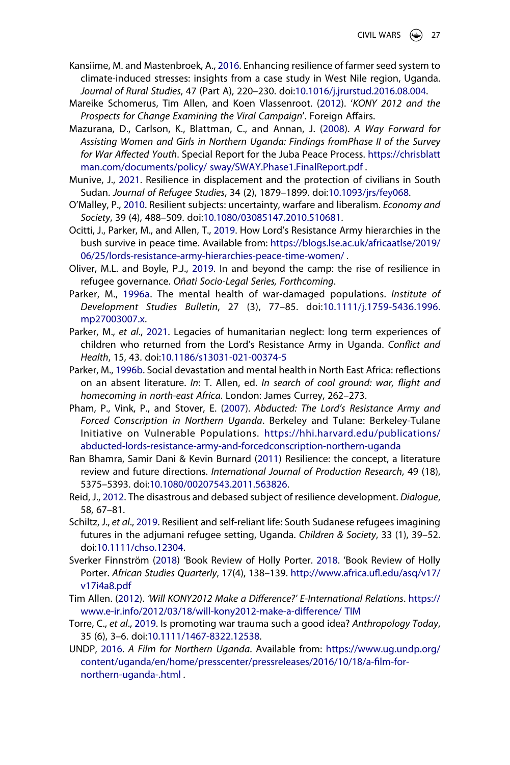Kansiime, M. and Mastenbroek, A., 2016. Enhancing resilience of farmer seed system to climate-induced stresses: insights from a case study in West Nile region, Uganda. *Journal of Rural Studies*, 47 (Part A), 220–230. doi:10.1016/j.jrurstud.2016.08.004.

Mareike Schomerus, Tim Allen, and Koen Vlassenroot. (2012). '*KONY 2012 and the Prospects for Change Examining the Viral Campaign*'. Foreign Affairs.

Mazurana, D., Carlson, K., Blattman, C., and Annan, J. (2008). *A Way Forward for Assisting Women and Girls in Northern Uganda: Findings fromPhase II of the Survey for War Affected Youth*. Special Report for the Juba Peace Process. https://chrisblattman.com/documents/policy/ sway/SWAY.Phase1.FinalReport.pdf .

Munive, J., 2021. Resilience in displacement and the protection of civilians in South Sudan. *Journal of Refugee Studies*, 34 (2), 1879–1899. doi:10.1093/jrs/fey068.

O'Malley, P., 2010. Resilient subjects: uncertainty, warfare and liberalism. *Economy and Society*, 39 (4), 488–509. doi:10.1080/03085147.2010.510681.

Ocitti, J., Parker, M., and Allen, T., 2019. How Lord's Resistance Army hierarchies in the bush survive in peace time. Available from: https://blogs.lse.ac.uk/africaatlse/2019/06/25/lords-resistance-army-hierarchies-peace-time-women/ .

Oliver, M.L. and Boyle, P.J., 2019. In and beyond the camp: the rise of resilience in refugee governance. *Oñati Socio-Legal Series, Forthcoming*.

Parker, M., 1996a. The mental health of war-damaged populations. *Institute of Development Studies Bulletin*, 27 (3), 77–85. doi:10.1111/j.1759-5436.1996.mp27003007.x.

Parker, M., *et al*., 2021. Legacies of humanitarian neglect: long term experiences of children who returned from the Lord's Resistance Army in Uganda. *Conflict and Health*, 15, 43. doi:10.1186/s13031-021-00374-5

Parker, M., 1996b. Social devastation and mental health in North East Africa: reflections on an absent literature. *In*: T. Allen, ed. *In search of cool ground: war, flight and homecoming in north-east Africa*. London: James Currey, 262–273.

Pham, P., Vink, P., and Stover, E. (2007). *Abducted: The Lord's Resistance Army and Forced Conscription in Northern Uganda*. Berkeley and Tulane: Berkeley-Tulane Initiative on Vulnerable Populations. https://hhi.harvard.edu/publications/abducted-lords-resistance-army-and-forcedconscription-northern-uganda

Ran Bhamra, Samir Dani & Kevin Burnard (2011) Resilience: the concept, a literature review and future directions. *International Journal of Production Research*, 49 (18), 5375–5393. doi:10.1080/00207543.2011.563826.

Reid, J., 2012. The disastrous and debased subject of resilience development. *Dialogue*, 58, 67–81.

Schiltz, J., *et al*., 2019. Resilient and self-reliant life: South Sudanese refugees imagining futures in the adjumani refugee setting, Uganda. *Children & Society*, 33 (1), 39–52. doi:10.1111/chso.12304.

Sverker Finnström (2018) 'Book Review of Holly Porter. 2018. 'Book Review of Holly Porter. *African Studies Quarterly*, 17(4), 138–139. http://www.africa.ufl.edu/asq/v17/v17i4a8.pdf

Tim Allen. (2012). *'Will KONY2012 Make a Difference?' E-International Relations*. https://www.e-ir.info/2012/03/18/will-kony2012-make-a-difference/ TIM

Torre, C., *et al*., 2019. Is promoting war trauma such a good idea? *Anthropology Today*, 35 (6), 3–6. doi:10.1111/1467-8322.12538.

UNDP, 2016. *A Film for Northern Uganda*. Available from: https://www.ug.undp.org/content/uganda/en/home/presscenter/pressreleases/2016/10/18/a-film-for-northern-uganda-.html .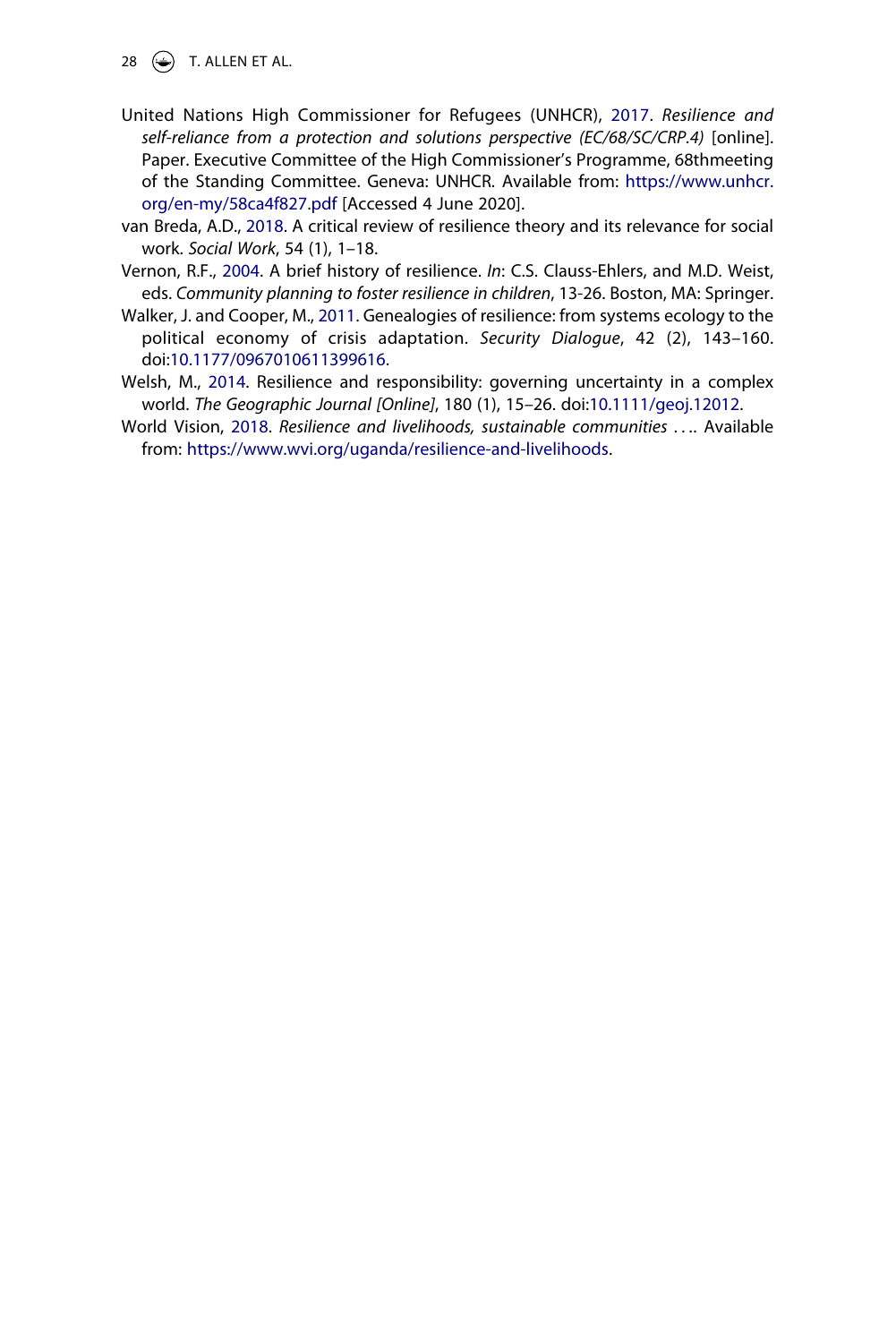United Nations High Commissioner for Refugees (UNHCR), 2017. *Resilience and self-reliance from a protection and solutions perspective (EC/68/SC/CRP.4)* [online]. Paper. Executive Committee of the High Commissioner's Programme, 68thmeeting of the Standing Committee. Geneva: UNHCR. Available from: https://www.unhcr.org/en-my/58ca4f827.pdf [Accessed 4 June 2020].

van Breda, A.D., 2018. A critical review of resilience theory and its relevance for social work. *Social Work*, 54 (1), 1–18.

Vernon, R.F., 2004. A brief history of resilience. *In*: C.S. Clauss-Ehlers, and M.D. Weist, eds. *Community planning to foster resilience in children*, 13-26. Boston, MA: Springer.

Walker, J. and Cooper, M., 2011. Genealogies of resilience: from systems ecology to the political economy of crisis adaptation. *Security Dialogue*, 42 (2), 143–160. doi:10.1177/0967010611399616.

Welsh, M., 2014. Resilience and responsibility: governing uncertainty in a complex world. *The Geographic Journal [Online]*, 180 (1), 15–26. doi:10.1111/geoj.12012.

World Vision, 2018. *Resilience and livelihoods, sustainable communities …*. Available from: https://www.wvi.org/uganda/resilience-and-livelihoods.